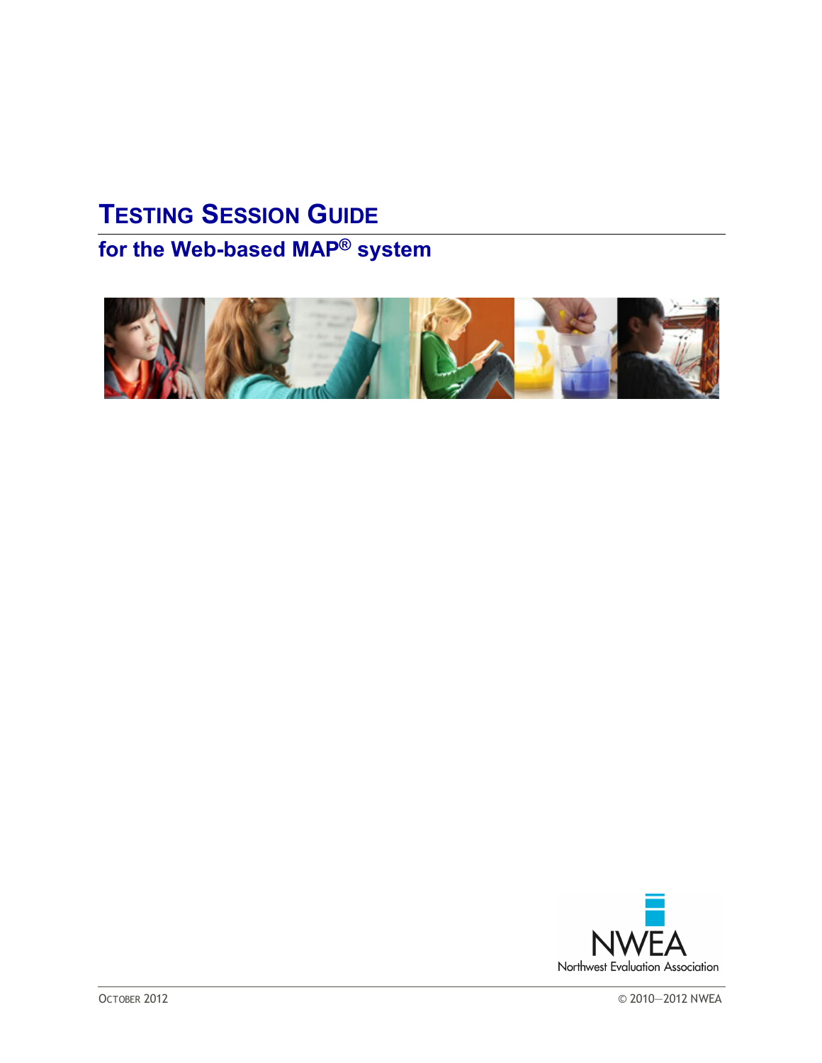# TESTING SESSION GUIDE

## for the Web-based MAP® system

NWEA
Northwest Evaluation Association

OCTOBER 2012

© 2010–2012 NWEA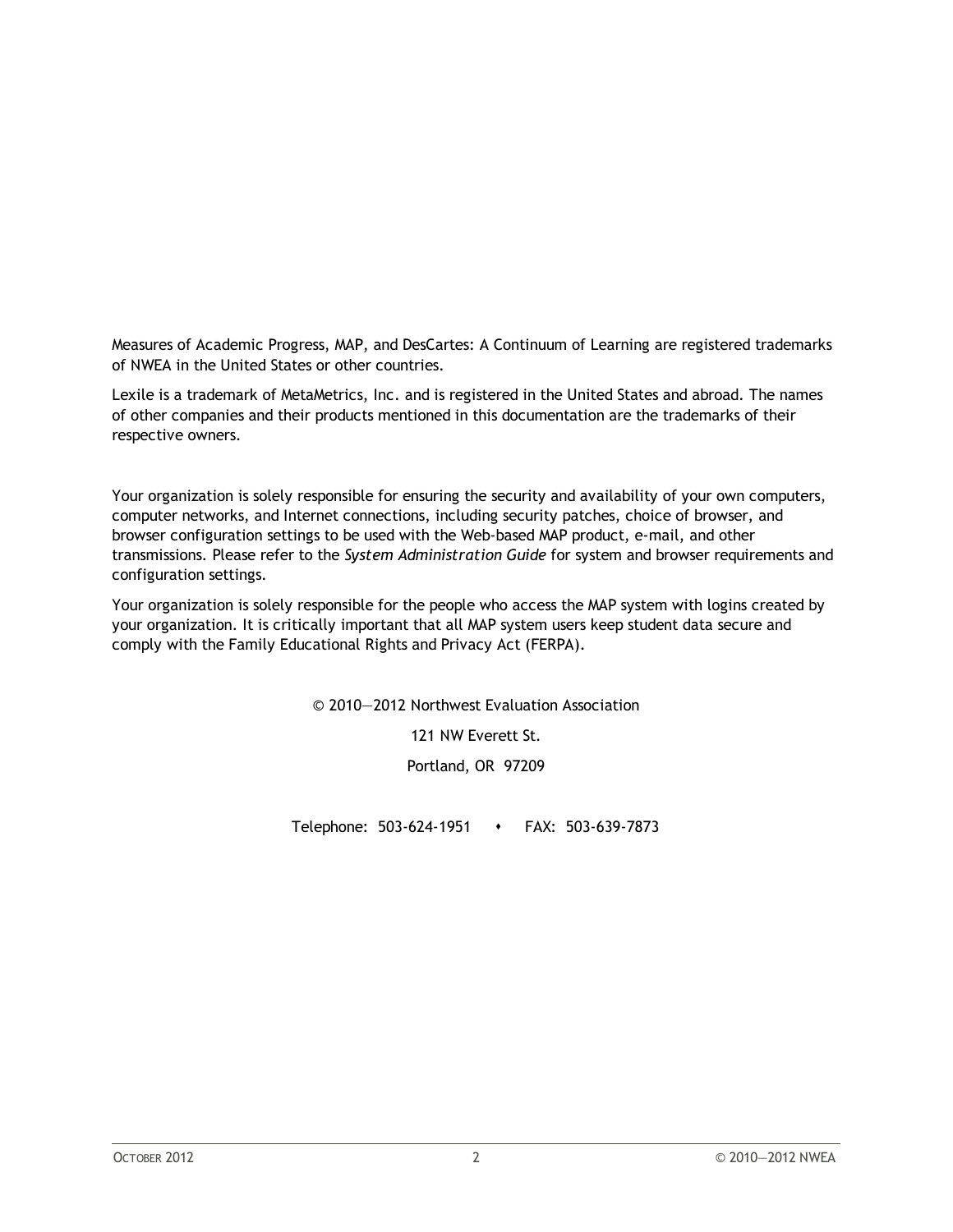Measures of Academic Progress, MAP, and DesCartes: A Continuum of Learning are registered trademarks of NWEA in the United States or other countries.

Lexile is a trademark of MetaMetrics, Inc. and is registered in the United States and abroad. The names of other companies and their products mentioned in this documentation are the trademarks of their respective owners.

Your organization is solely responsible for ensuring the security and availability of your own computers, computer networks, and Internet connections, including security patches, choice of browser, and browser configuration settings to be used with the Web-based MAP product, e-mail, and other transmissions. Please refer to the *System Administration Guide* for system and browser requirements and configuration settings.

Your organization is solely responsible for the people who access the MAP system with logins created by your organization. It is critically important that all MAP system users keep student data secure and comply with the Family Educational Rights and Privacy Act (FERPA).

© 2010—2012 Northwest Evaluation Association

121 NW Everett St.

Portland, OR 97209

Telephone: 503-624-1951 ⬩ FAX: 503-639-7873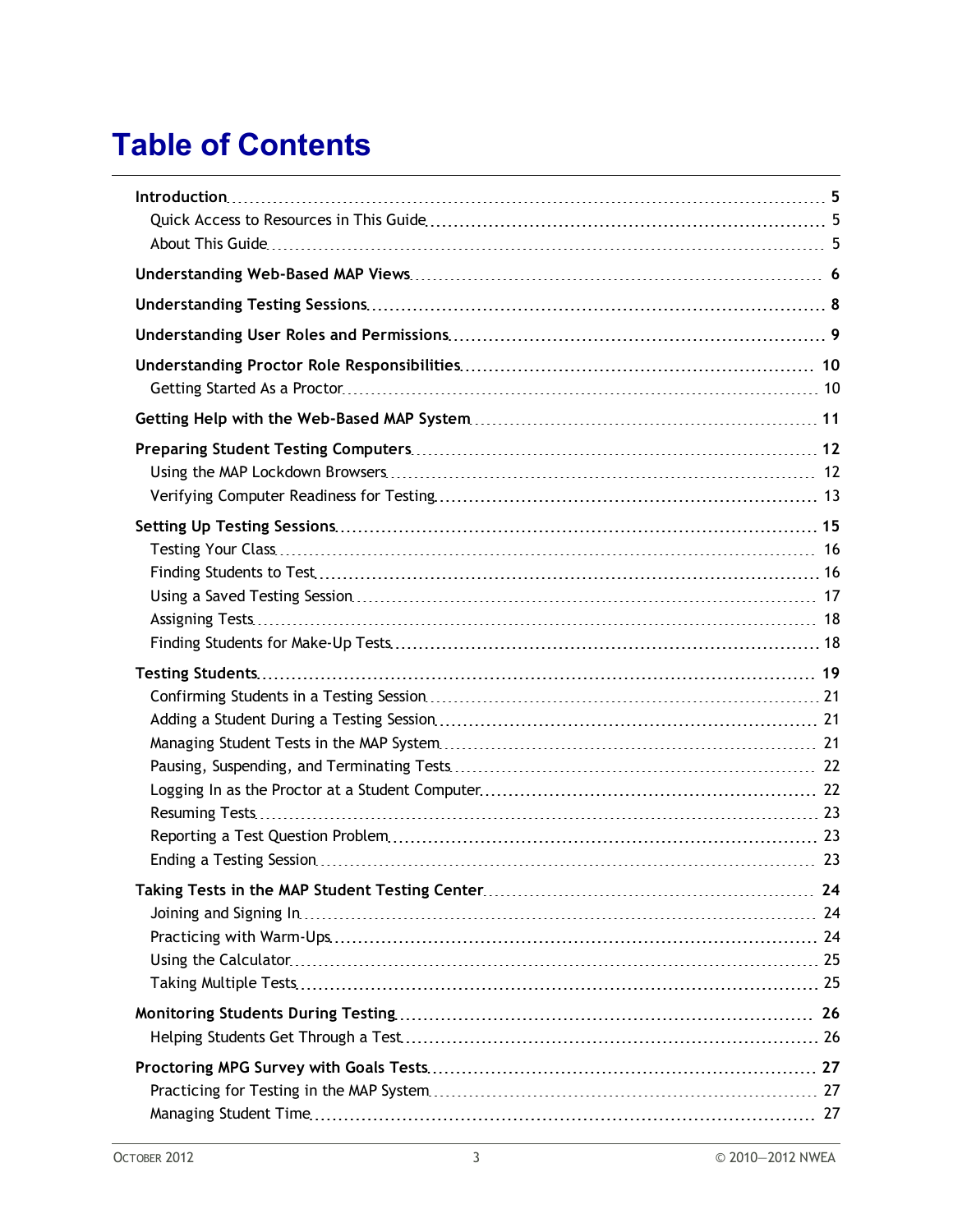# Table of Contents

**Introduction** ..... **5**
- Quick Access to Resources in This Guide ..... 5
- About This Guide ..... 5

**Understanding Web-Based MAP Views** ..... **6**

**Understanding Testing Sessions** ..... **8**

**Understanding User Roles and Permissions** ..... **9**

**Understanding Proctor Role Responsibilities** ..... **10**
- Getting Started As a Proctor ..... 10

**Getting Help with the Web-Based MAP System** ..... **11**

**Preparing Student Testing Computers** ..... **12**
- Using the MAP Lockdown Browsers ..... 12
- Verifying Computer Readiness for Testing ..... 13

**Setting Up Testing Sessions** ..... **15**
- Testing Your Class ..... 16
- Finding Students to Test ..... 16
- Using a Saved Testing Session ..... 17
- Assigning Tests ..... 18
- Finding Students for Make-Up Tests ..... 18

**Testing Students** ..... **19**
- Confirming Students in a Testing Session ..... 21
- Adding a Student During a Testing Session ..... 21
- Managing Student Tests in the MAP System ..... 21
- Pausing, Suspending, and Terminating Tests ..... 22
- Logging In as the Proctor at a Student Computer ..... 22
- Resuming Tests ..... 23
- Reporting a Test Question Problem ..... 23
- Ending a Testing Session ..... 23

**Taking Tests in the MAP Student Testing Center** ..... **24**
- Joining and Signing In ..... 24
- Practicing with Warm-Ups ..... 24
- Using the Calculator ..... 25
- Taking Multiple Tests ..... 25

**Monitoring Students During Testing** ..... **26**
- Helping Students Get Through a Test ..... 26

**Proctoring MPG Survey with Goals Tests** ..... **27**
- Practicing for Testing in the MAP System ..... 27
- Managing Student Time ..... 27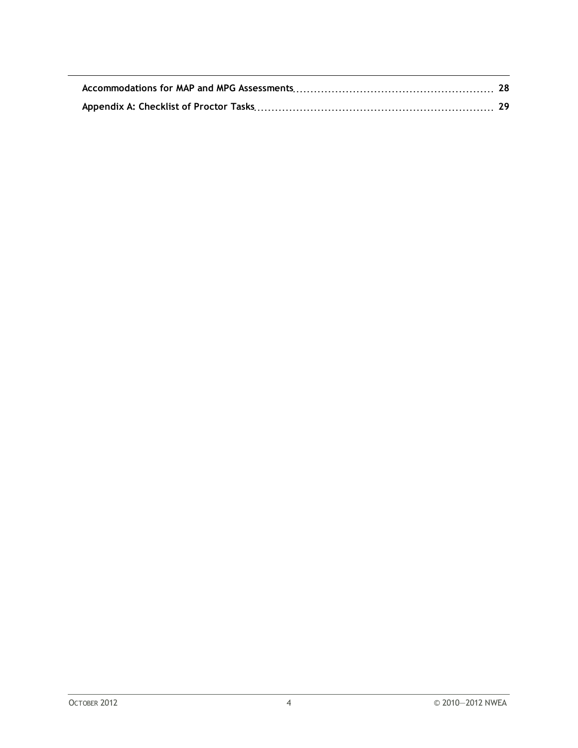**Accommodations for MAP and MPG Assessments** ........................................................ **28**

**Appendix A: Checklist of Proctor Tasks** ........................................................ **29**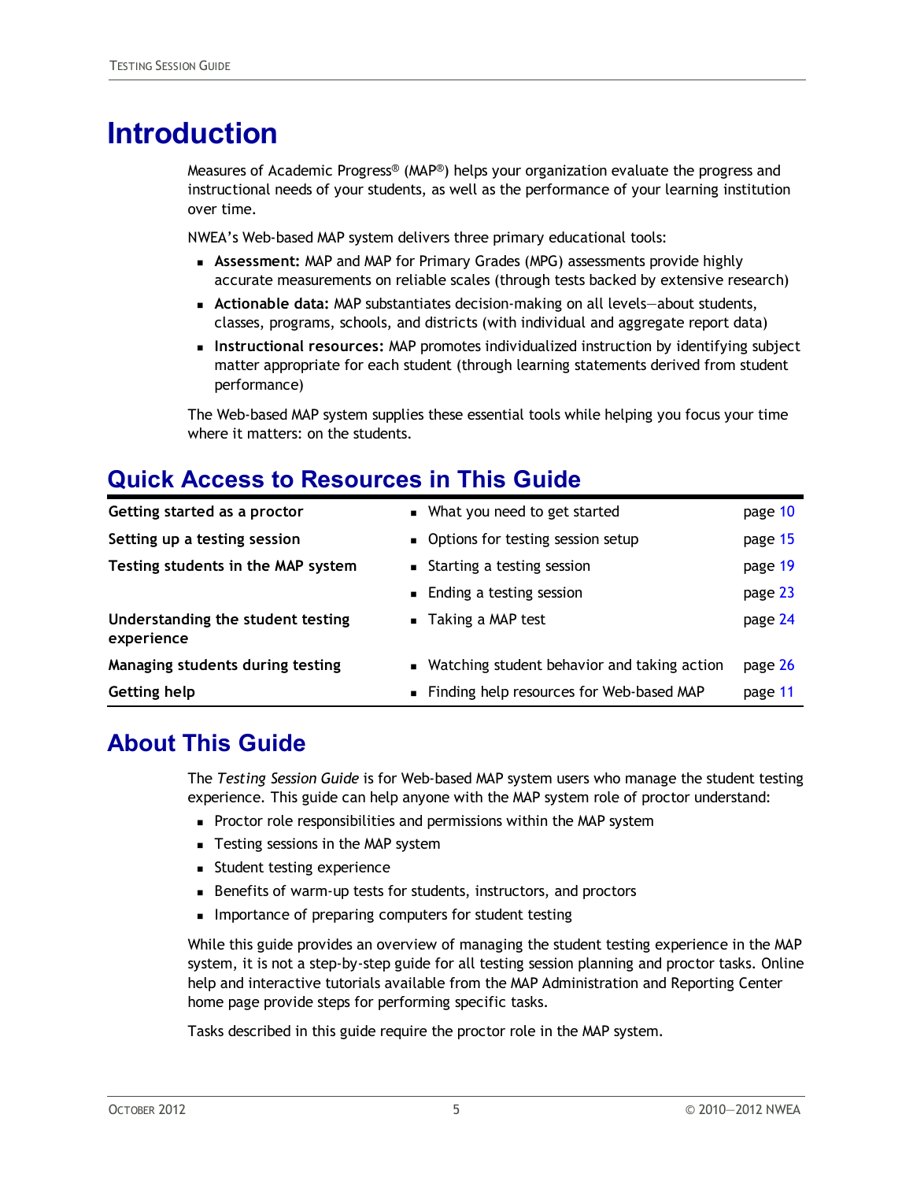# Introduction

Measures of Academic Progress® (MAP®) helps your organization evaluate the progress and instructional needs of your students, as well as the performance of your learning institution over time.

NWEA's Web-based MAP system delivers three primary educational tools:

- **Assessment:** MAP and MAP for Primary Grades (MPG) assessments provide highly accurate measurements on reliable scales (through tests backed by extensive research)
- **Actionable data:** MAP substantiates decision-making on all levels—about students, classes, programs, schools, and districts (with individual and aggregate report data)
- **Instructional resources:** MAP promotes individualized instruction by identifying subject matter appropriate for each student (through learning statements derived from student performance)

The Web-based MAP system supplies these essential tools while helping you focus your time where it matters: on the students.

## Quick Access to Resources in This Guide

| | | |
|---|---|---|
| **Getting started as a proctor** | What you need to get started | page 10 |
| **Setting up a testing session** | Options for testing session setup | page 15 |
| **Testing students in the MAP system** | Starting a testing session | page 19 |
| | Ending a testing session | page 23 |
| **Understanding the student testing experience** | Taking a MAP test | page 24 |
| **Managing students during testing** | Watching student behavior and taking action | page 26 |
| **Getting help** | Finding help resources for Web-based MAP | page 11 |

## About This Guide

The *Testing Session Guide* is for Web-based MAP system users who manage the student testing experience. This guide can help anyone with the MAP system role of proctor understand:

- Proctor role responsibilities and permissions within the MAP system
- Testing sessions in the MAP system
- Student testing experience
- Benefits of warm-up tests for students, instructors, and proctors
- Importance of preparing computers for student testing

While this guide provides an overview of managing the student testing experience in the MAP system, it is not a step-by-step guide for all testing session planning and proctor tasks. Online help and interactive tutorials available from the MAP Administration and Reporting Center home page provide steps for performing specific tasks.

Tasks described in this guide require the proctor role in the MAP system.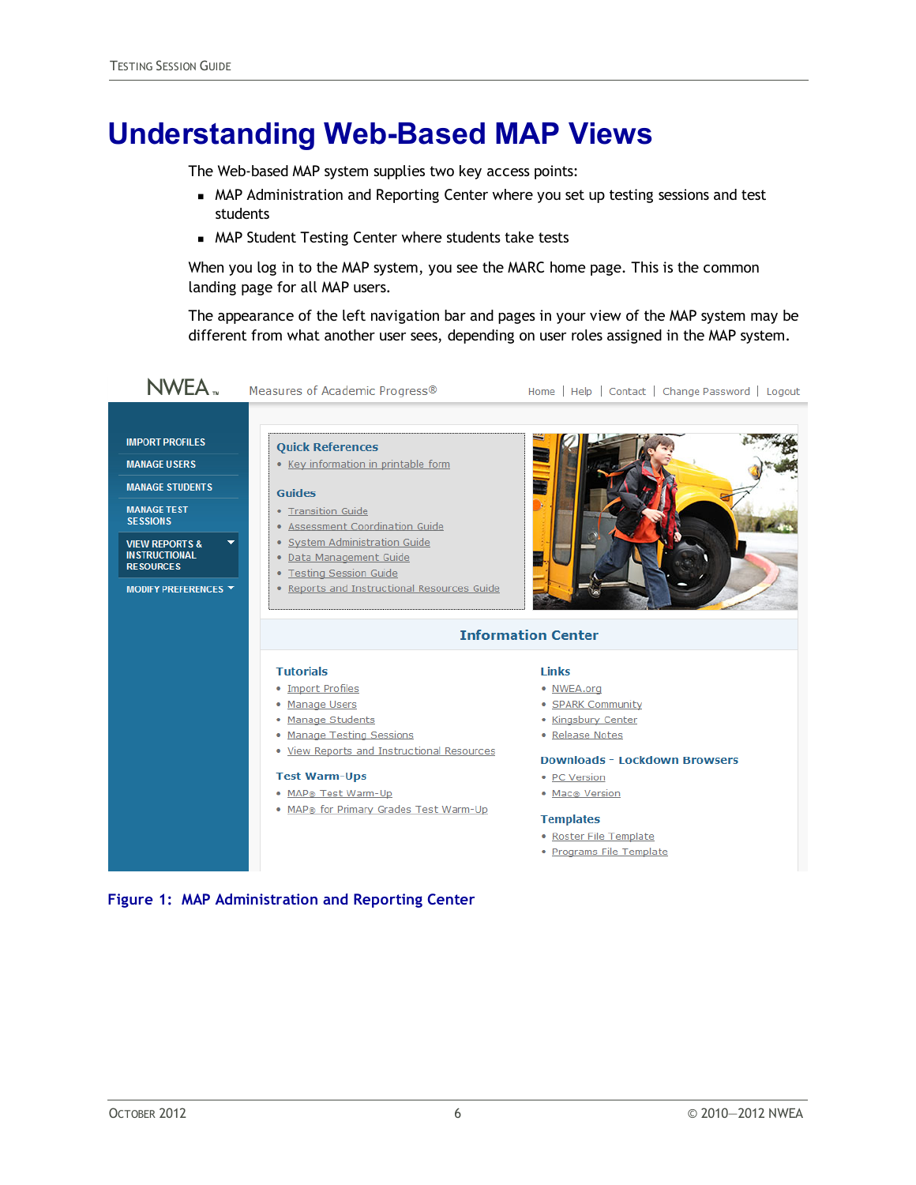# Understanding Web-Based MAP Views

The Web-based MAP system supplies two key access points:

- MAP Administration and Reporting Center where you set up testing sessions and test students
- MAP Student Testing Center where students take tests

When you log in to the MAP system, you see the MARC home page. This is the common landing page for all MAP users.

The appearance of the left navigation bar and pages in your view of the MAP system may be different from what another user sees, depending on user roles assigned in the MAP system.

**Figure 1: MAP Administration and Reporting Center**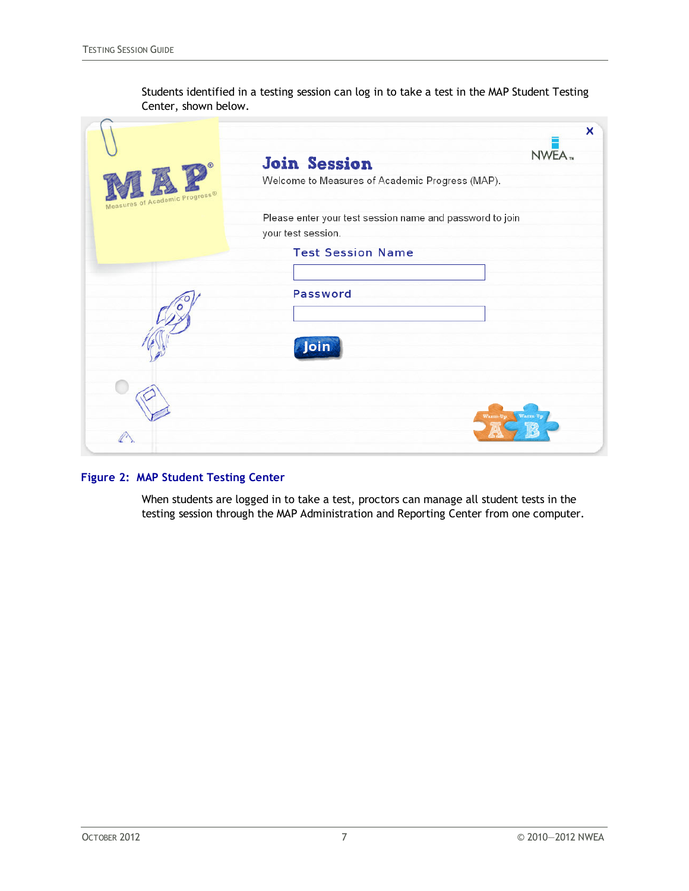Students identified in a testing session can log in to take a test in the MAP Student Testing Center, shown below.

**Figure 2: MAP Student Testing Center**

When students are logged in to take a test, proctors can manage all student tests in the testing session through the MAP Administration and Reporting Center from one computer.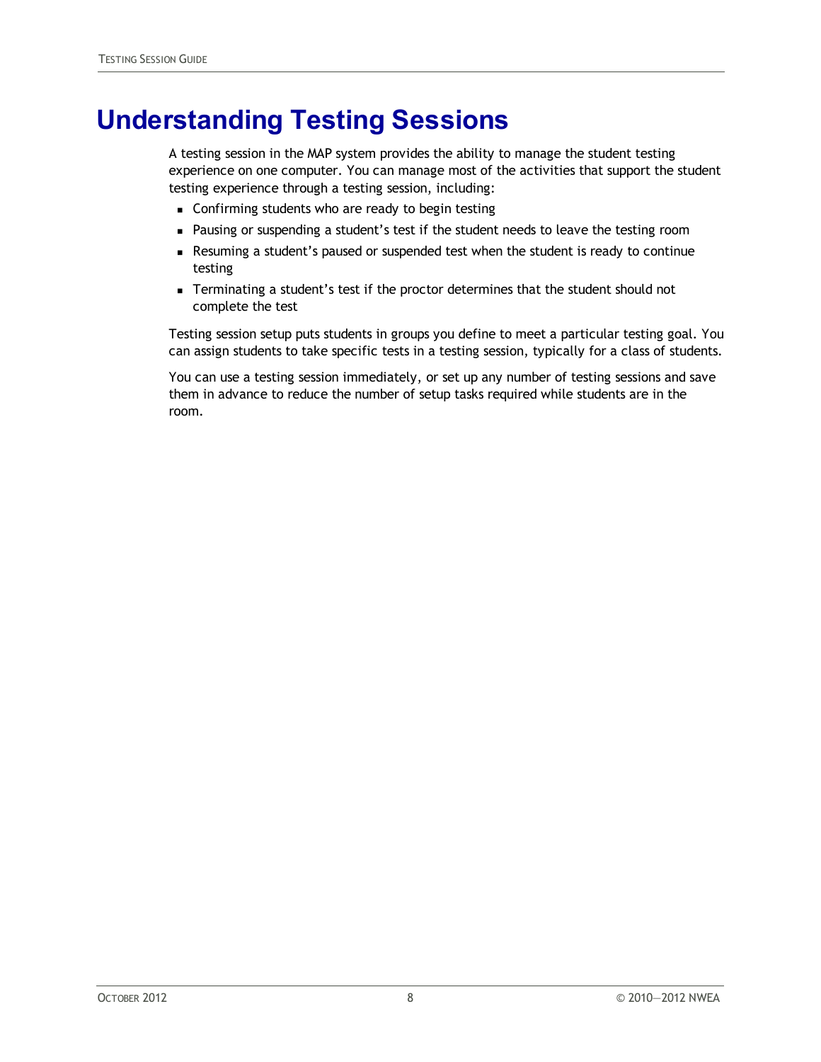# Understanding Testing Sessions

A testing session in the MAP system provides the ability to manage the student testing experience on one computer. You can manage most of the activities that support the student testing experience through a testing session, including:

- Confirming students who are ready to begin testing
- Pausing or suspending a student's test if the student needs to leave the testing room
- Resuming a student's paused or suspended test when the student is ready to continue testing
- Terminating a student's test if the proctor determines that the student should not complete the test

Testing session setup puts students in groups you define to meet a particular testing goal. You can assign students to take specific tests in a testing session, typically for a class of students.

You can use a testing session immediately, or set up any number of testing sessions and save them in advance to reduce the number of setup tasks required while students are in the room.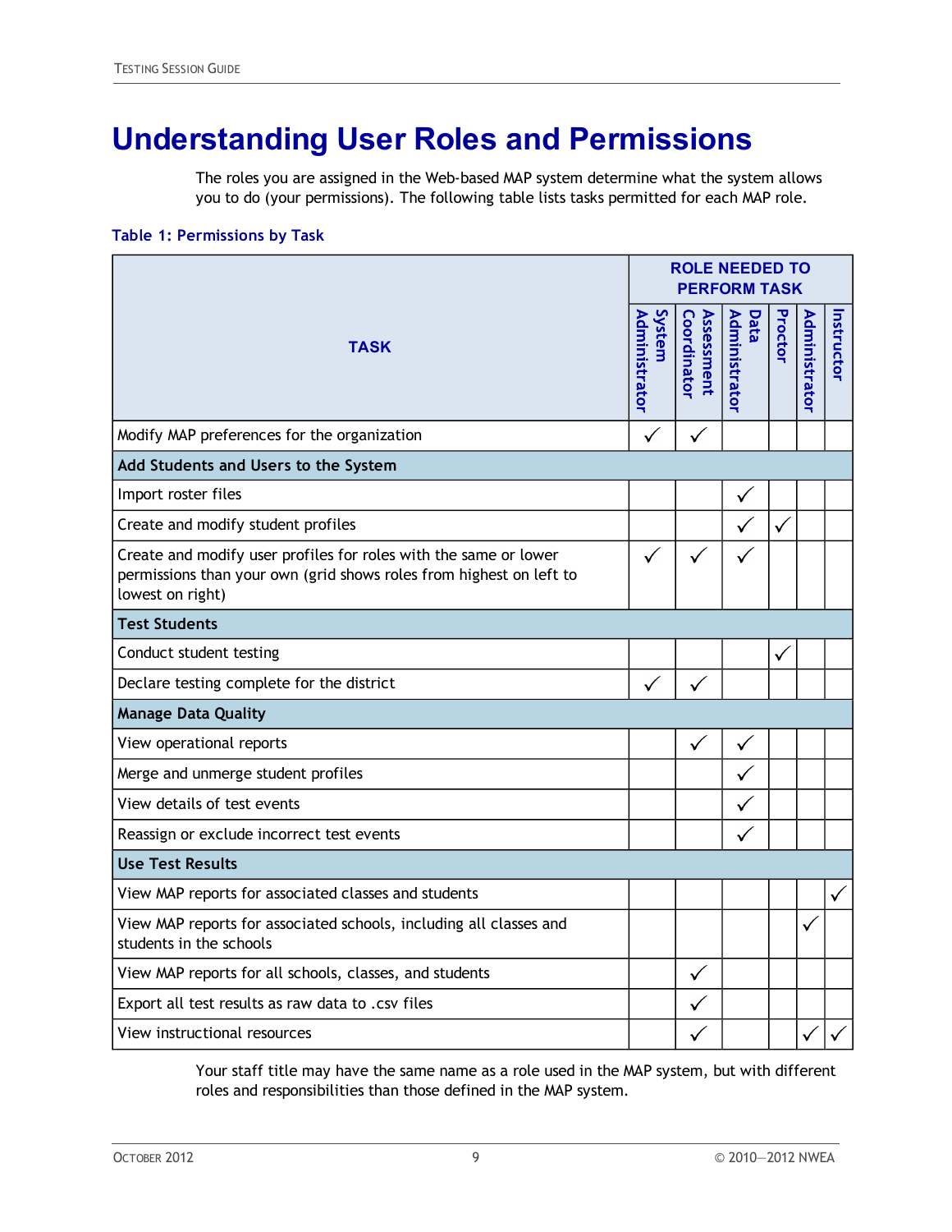# Understanding User Roles and Permissions

The roles you are assigned in the Web-based MAP system determine what the system allows you to do (your permissions). The following table lists tasks permitted for each MAP role.

**Table 1: Permissions by Task**

| TASK | ROLE NEEDED TO PERFORM TASK | | | | | |
|---|---|---|---|---|---|---|
| | System Administrator | Assessment Coordinator | Data Administrator | Proctor | Administrator | Instructor |
| Modify MAP preferences for the organization | ✓ | ✓ | | | | |
| **Add Students and Users to the System** | | | | | | |
| Import roster files | | | ✓ | | | |
| Create and modify student profiles | | | ✓ | ✓ | | |
| Create and modify user profiles for roles with the same or lower permissions than your own (grid shows roles from highest on left to lowest on right) | ✓ | ✓ | ✓ | | | |
| **Test Students** | | | | | | |
| Conduct student testing | | | | ✓ | | |
| Declare testing complete for the district | ✓ | ✓ | | | | |
| **Manage Data Quality** | | | | | | |
| View operational reports | | ✓ | ✓ | | | |
| Merge and unmerge student profiles | | | ✓ | | | |
| View details of test events | | | ✓ | | | |
| Reassign or exclude incorrect test events | | | ✓ | | | |
| **Use Test Results** | | | | | | |
| View MAP reports for associated classes and students | | | | | | ✓ |
| View MAP reports for associated schools, including all classes and students in the schools | | | | | ✓ | |
| View MAP reports for all schools, classes, and students | | ✓ | | | | |
| Export all test results as raw data to .csv files | | ✓ | | | | |
| View instructional resources | | ✓ | | | ✓ | ✓ |

Your staff title may have the same name as a role used in the MAP system, but with different roles and responsibilities than those defined in the MAP system.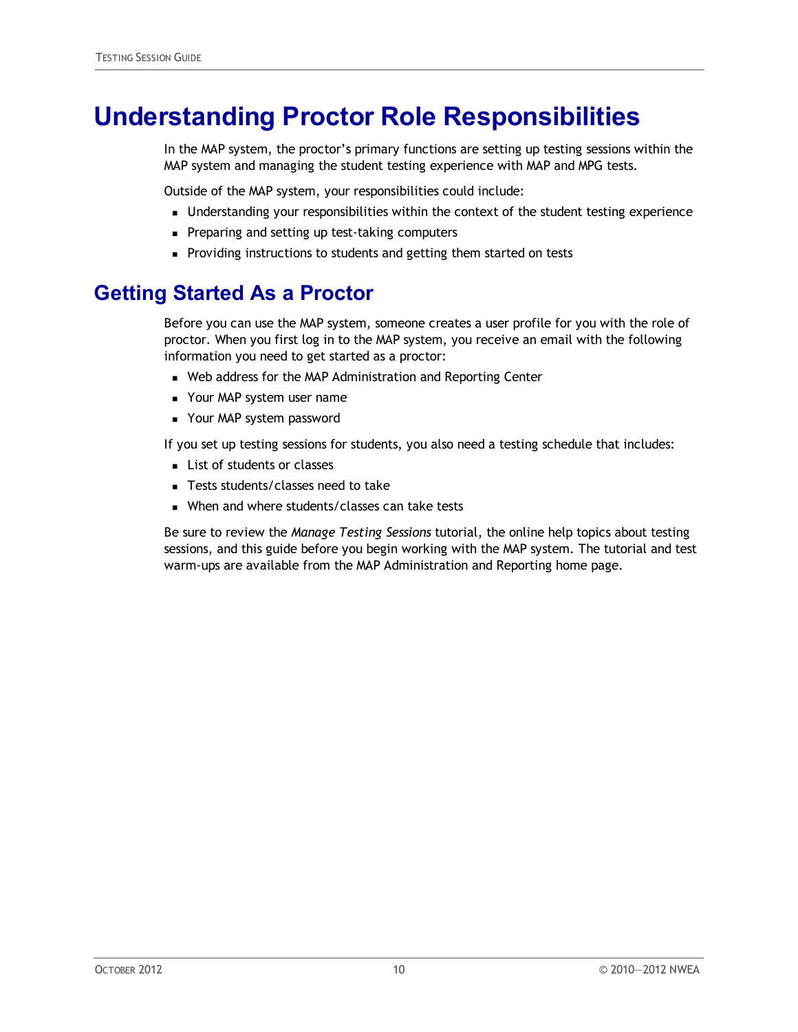# Understanding Proctor Role Responsibilities

In the MAP system, the proctor's primary functions are setting up testing sessions within the MAP system and managing the student testing experience with MAP and MPG tests.

Outside of the MAP system, your responsibilities could include:

- Understanding your responsibilities within the context of the student testing experience
- Preparing and setting up test-taking computers
- Providing instructions to students and getting them started on tests

## Getting Started As a Proctor

Before you can use the MAP system, someone creates a user profile for you with the role of proctor. When you first log in to the MAP system, you receive an email with the following information you need to get started as a proctor:

- Web address for the MAP Administration and Reporting Center
- Your MAP system user name
- Your MAP system password

If you set up testing sessions for students, you also need a testing schedule that includes:

- List of students or classes
- Tests students/classes need to take
- When and where students/classes can take tests

Be sure to review the *Manage Testing Sessions* tutorial, the online help topics about testing sessions, and this guide before you begin working with the MAP system. The tutorial and test warm-ups are available from the MAP Administration and Reporting home page.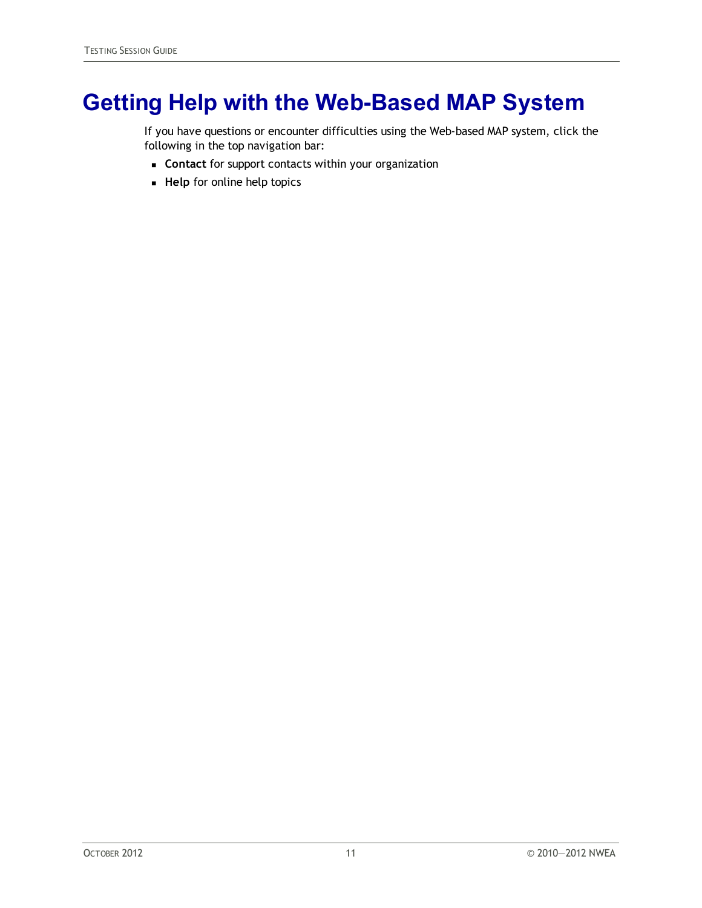# Getting Help with the Web-Based MAP System

If you have questions or encounter difficulties using the Web-based MAP system, click the following in the top navigation bar:

- **Contact** for support contacts within your organization
- **Help** for online help topics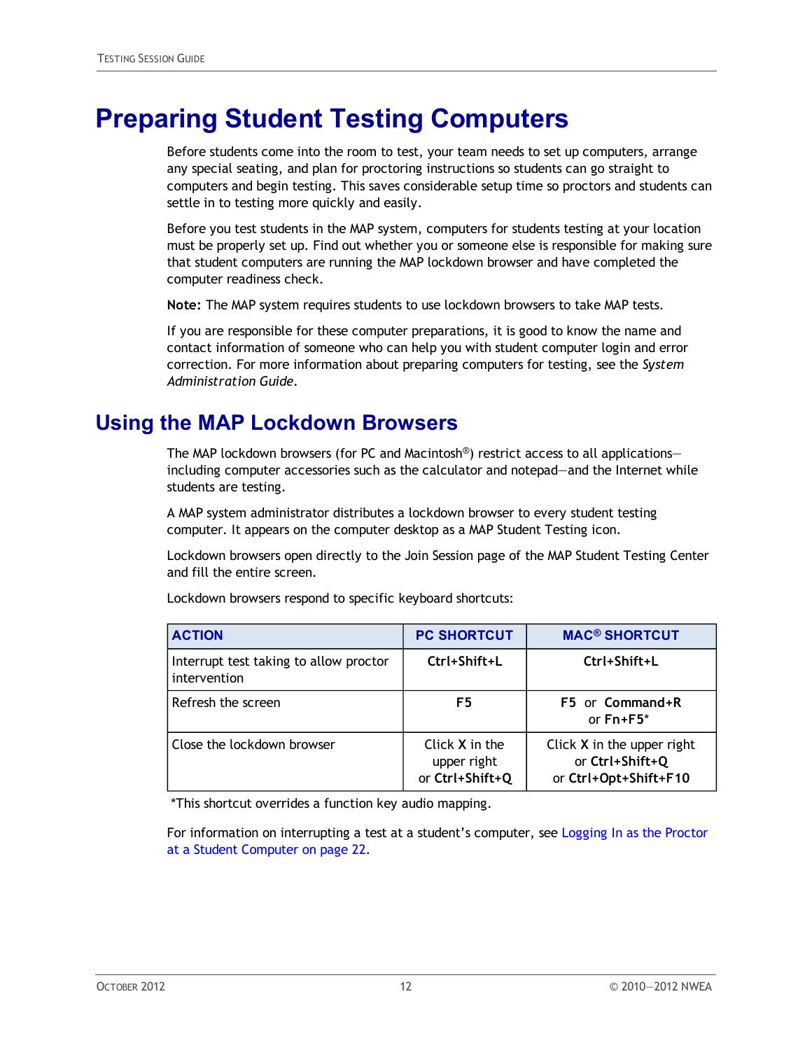# Preparing Student Testing Computers

Before students come into the room to test, your team needs to set up computers, arrange any special seating, and plan for proctoring instructions so students can go straight to computers and begin testing. This saves considerable setup time so proctors and students can settle in to testing more quickly and easily.

Before you test students in the MAP system, computers for students testing at your location must be properly set up. Find out whether you or someone else is responsible for making sure that student computers are running the MAP lockdown browser and have completed the computer readiness check.

**Note:** The MAP system requires students to use lockdown browsers to take MAP tests.

If you are responsible for these computer preparations, it is good to know the name and contact information of someone who can help you with student computer login and error correction. For more information about preparing computers for testing, see the *System Administration Guide*.

## Using the MAP Lockdown Browsers

The MAP lockdown browsers (for PC and Macintosh®) restrict access to all applications—including computer accessories such as the calculator and notepad—and the Internet while students are testing.

A MAP system administrator distributes a lockdown browser to every student testing computer. It appears on the computer desktop as a MAP Student Testing icon.

Lockdown browsers open directly to the Join Session page of the MAP Student Testing Center and fill the entire screen.

Lockdown browsers respond to specific keyboard shortcuts:

| ACTION | PC SHORTCUT | MAC® SHORTCUT |
|---|---|---|
| Interrupt test taking to allow proctor intervention | **Ctrl+Shift+L** | **Ctrl+Shift+L** |
| Refresh the screen | **F5** | **F5** or **Command+R** or **Fn+F5*** |
| Close the lockdown browser | Click **X** in the upper right or **Ctrl+Shift+Q** | Click **X** in the upper right or **Ctrl+Shift+Q** or **Ctrl+Opt+Shift+F10** |

*This shortcut overrides a function key audio mapping.

For information on interrupting a test at a student's computer, see Logging In as the Proctor at a Student Computer on page 22.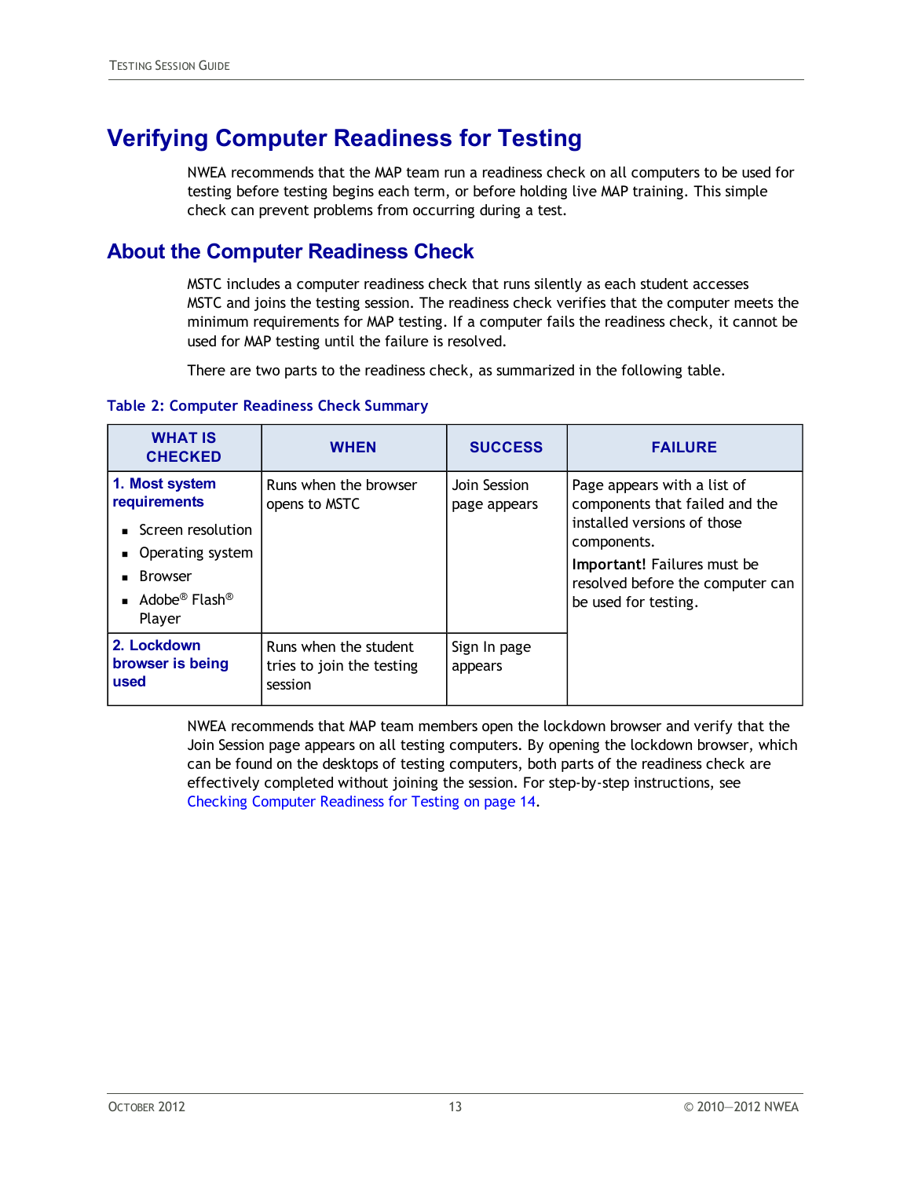# Verifying Computer Readiness for Testing

NWEA recommends that the MAP team run a readiness check on all computers to be used for testing before testing begins each term, or before holding live MAP training. This simple check can prevent problems from occurring during a test.

## About the Computer Readiness Check

MSTC includes a computer readiness check that runs silently as each student accesses MSTC and joins the testing session. The readiness check verifies that the computer meets the minimum requirements for MAP testing. If a computer fails the readiness check, it cannot be used for MAP testing until the failure is resolved.

There are two parts to the readiness check, as summarized in the following table.

**Table 2: Computer Readiness Check Summary**

| WHAT IS CHECKED | WHEN | SUCCESS | FAILURE |
|---|---|---|---|
| **1. Most system requirements**<br>▪ Screen resolution<br>▪ Operating system<br>▪ Browser<br>▪ Adobe® Flash® Player | Runs when the browser opens to MSTC | Join Session page appears | Page appears with a list of components that failed and the installed versions of those components.<br>**Important!** Failures must be resolved before the computer can be used for testing. |
| **2. Lockdown browser is being used** | Runs when the student tries to join the testing session | Sign In page appears | |

NWEA recommends that MAP team members open the lockdown browser and verify that the Join Session page appears on all testing computers. By opening the lockdown browser, which can be found on the desktops of testing computers, both parts of the readiness check are effectively completed without joining the session. For step-by-step instructions, see Checking Computer Readiness for Testing on page 14.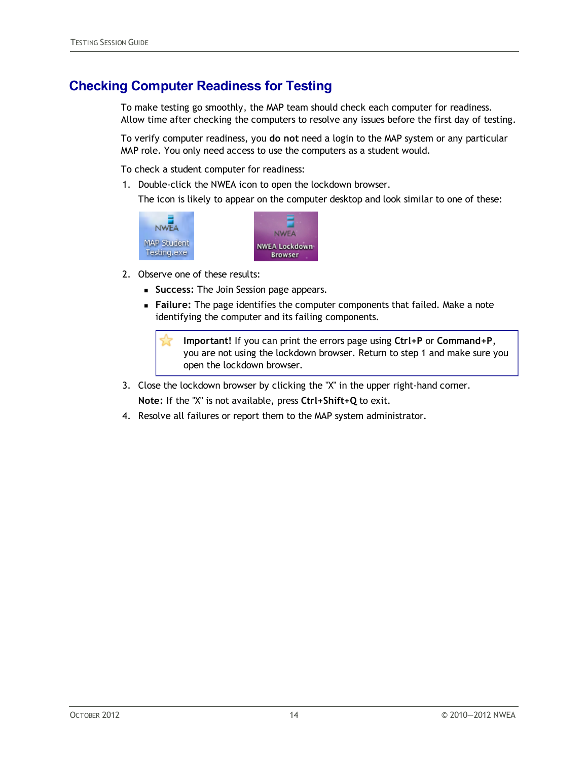## Checking Computer Readiness for Testing

To make testing go smoothly, the MAP team should check each computer for readiness. Allow time after checking the computers to resolve any issues before the first day of testing.

To verify computer readiness, you **do not** need a login to the MAP system or any particular MAP role. You only need access to use the computers as a student would.

To check a student computer for readiness:

1. Double-click the NWEA icon to open the lockdown browser.

   The icon is likely to appear on the computer desktop and look similar to one of these:

2. Observe one of these results:
   - **Success:** The Join Session page appears.
   - **Failure:** The page identifies the computer components that failed. Make a note identifying the computer and its failing components.

   > **Important!** If you can print the errors page using **Ctrl+P** or **Command+P**, you are not using the lockdown browser. Return to step 1 and make sure you open the lockdown browser.

3. Close the lockdown browser by clicking the "X" in the upper right-hand corner.

   **Note:** If the "X" is not available, press **Ctrl+Shift+Q** to exit.

4. Resolve all failures or report them to the MAP system administrator.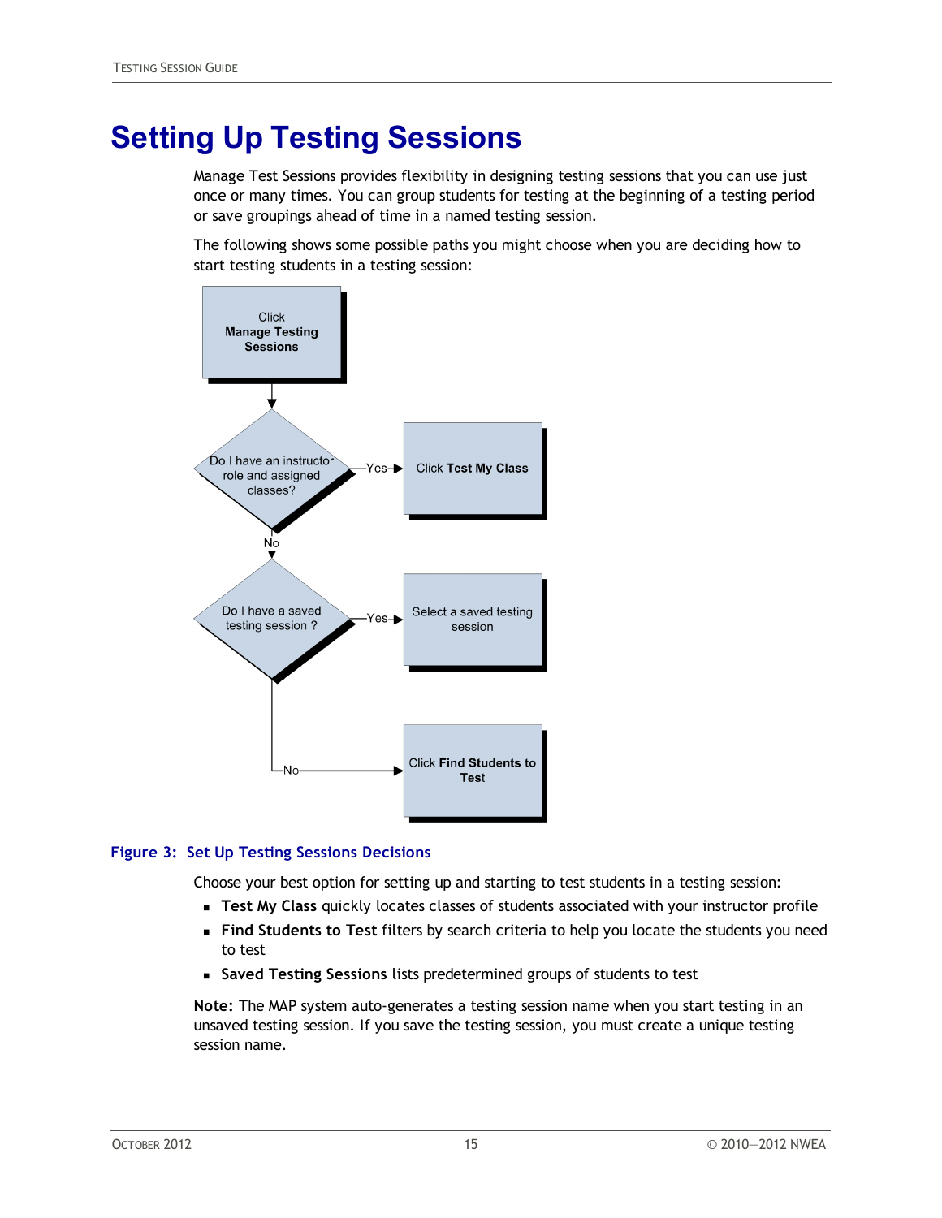# Setting Up Testing Sessions

Manage Test Sessions provides flexibility in designing testing sessions that you can use just once or many times. You can group students for testing at the beginning of a testing period or save groupings ahead of time in a named testing session.

The following shows some possible paths you might choose when you are deciding how to start testing students in a testing session:

Click **Manage Testing Sessions**

Do I have an instructor role and assigned classes? — Yes → Click **Test My Class**

No ↓

Do I have a saved testing session ? — Yes → Select a saved testing session

No → Click **Find Students to Test**

**Figure 3: Set Up Testing Sessions Decisions**

Choose your best option for setting up and starting to test students in a testing session:

- **Test My Class** quickly locates classes of students associated with your instructor profile
- **Find Students to Test** filters by search criteria to help you locate the students you need to test
- **Saved Testing Sessions** lists predetermined groups of students to test

**Note:** The MAP system auto-generates a testing session name when you start testing in an unsaved testing session. If you save the testing session, you must create a unique testing session name.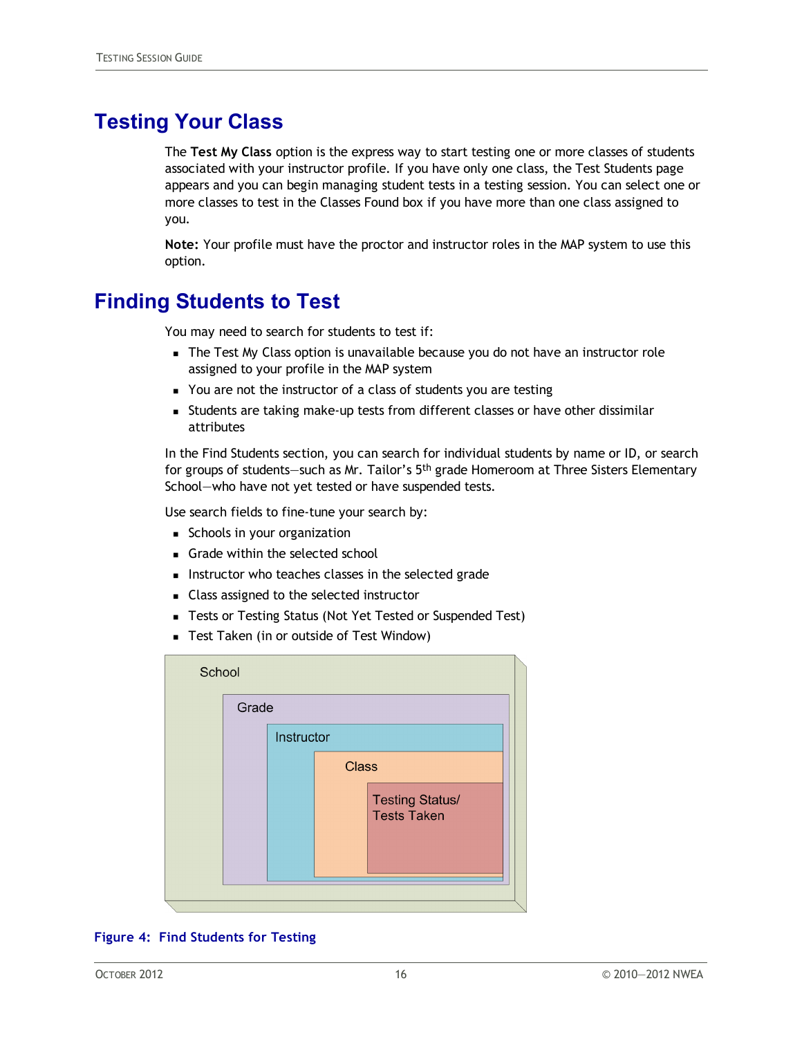# Testing Your Class

The **Test My Class** option is the express way to start testing one or more classes of students associated with your instructor profile. If you have only one class, the Test Students page appears and you can begin managing student tests in a testing session. You can select one or more classes to test in the Classes Found box if you have more than one class assigned to you.

**Note:** Your profile must have the proctor and instructor roles in the MAP system to use this option.

# Finding Students to Test

You may need to search for students to test if:

- The Test My Class option is unavailable because you do not have an instructor role assigned to your profile in the MAP system
- You are not the instructor of a class of students you are testing
- Students are taking make-up tests from different classes or have other dissimilar attributes

In the Find Students section, you can search for individual students by name or ID, or search for groups of students—such as Mr. Tailor's 5th grade Homeroom at Three Sisters Elementary School—who have not yet tested or have suspended tests.

Use search fields to fine-tune your search by:

- Schools in your organization
- Grade within the selected school
- Instructor who teaches classes in the selected grade
- Class assigned to the selected instructor
- Tests or Testing Status (Not Yet Tested or Suspended Test)
- Test Taken (in or outside of Test Window)

School

Grade

Instructor

Class

Testing Status/ Tests Taken

**Figure 4: Find Students for Testing**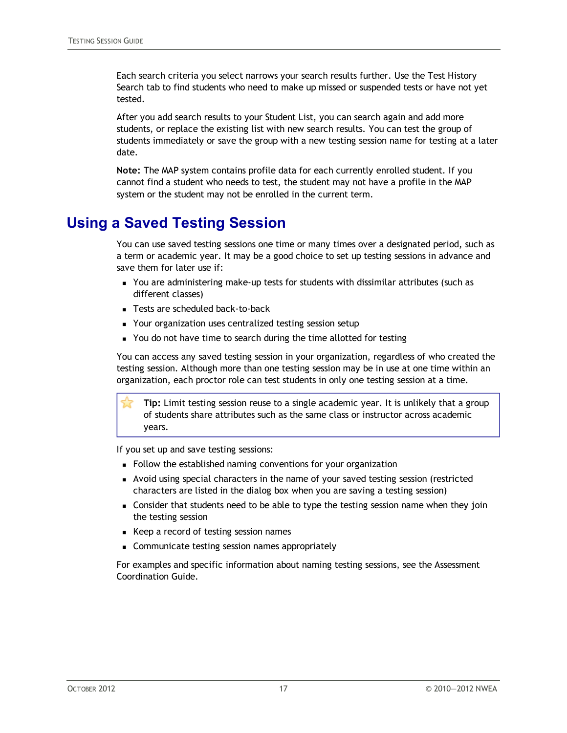Each search criteria you select narrows your search results further. Use the Test History Search tab to find students who need to make up missed or suspended tests or have not yet tested.

After you add search results to your Student List, you can search again and add more students, or replace the existing list with new search results. You can test the group of students immediately or save the group with a new testing session name for testing at a later date.

**Note:** The MAP system contains profile data for each currently enrolled student. If you cannot find a student who needs to test, the student may not have a profile in the MAP system or the student may not be enrolled in the current term.

## Using a Saved Testing Session

You can use saved testing sessions one time or many times over a designated period, such as a term or academic year. It may be a good choice to set up testing sessions in advance and save them for later use if:

- You are administering make-up tests for students with dissimilar attributes (such as different classes)
- Tests are scheduled back-to-back
- Your organization uses centralized testing session setup
- You do not have time to search during the time allotted for testing

You can access any saved testing session in your organization, regardless of who created the testing session. Although more than one testing session may be in use at one time within an organization, each proctor role can test students in only one testing session at a time.

> **Tip:** Limit testing session reuse to a single academic year. It is unlikely that a group of students share attributes such as the same class or instructor across academic years.

If you set up and save testing sessions:

- Follow the established naming conventions for your organization
- Avoid using special characters in the name of your saved testing session (restricted characters are listed in the dialog box when you are saving a testing session)
- Consider that students need to be able to type the testing session name when they join the testing session
- Keep a record of testing session names
- Communicate testing session names appropriately

For examples and specific information about naming testing sessions, see the Assessment Coordination Guide.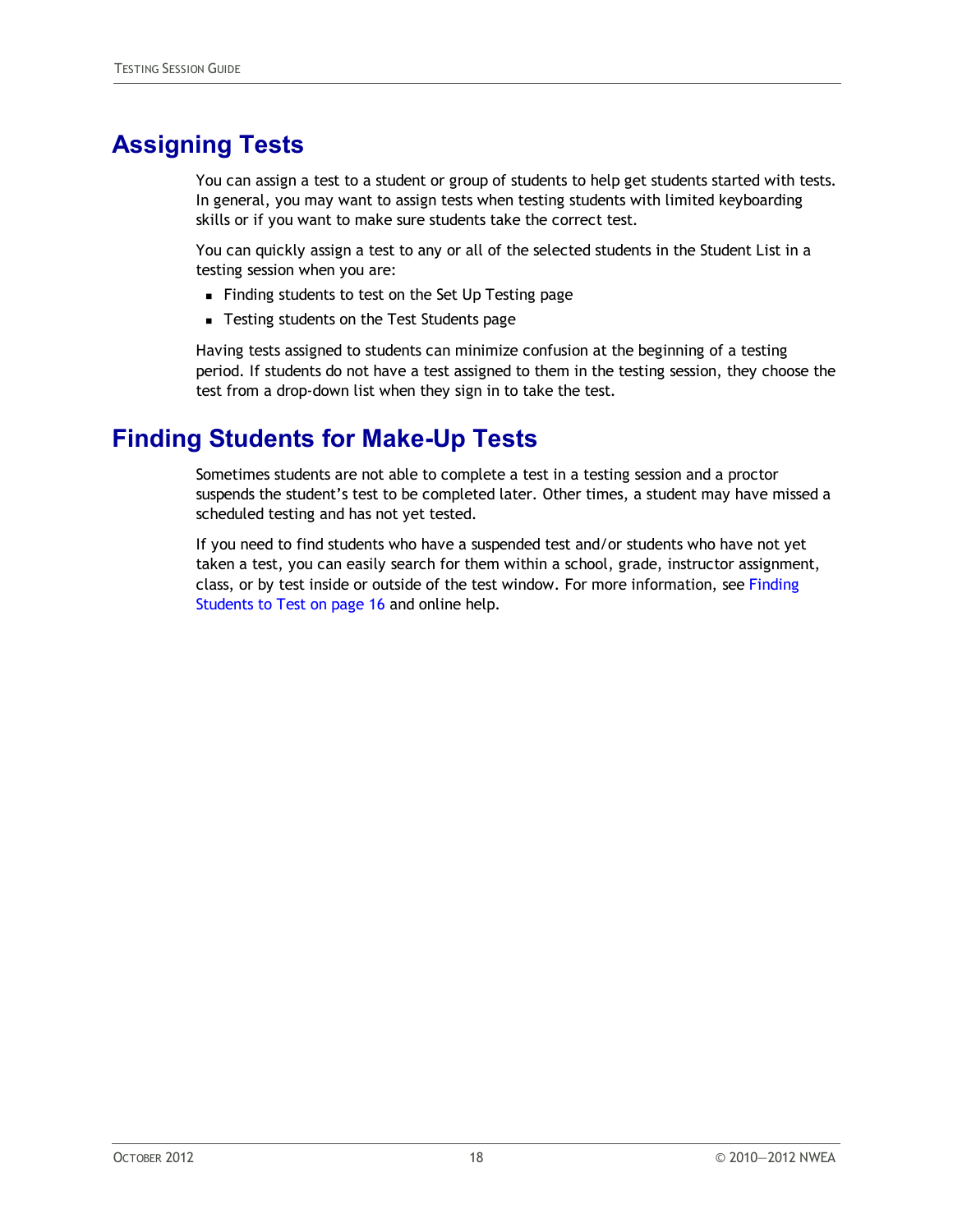# Assigning Tests

You can assign a test to a student or group of students to help get students started with tests. In general, you may want to assign tests when testing students with limited keyboarding skills or if you want to make sure students take the correct test.

You can quickly assign a test to any or all of the selected students in the Student List in a testing session when you are:

- Finding students to test on the Set Up Testing page
- Testing students on the Test Students page

Having tests assigned to students can minimize confusion at the beginning of a testing period. If students do not have a test assigned to them in the testing session, they choose the test from a drop-down list when they sign in to take the test.

# Finding Students for Make-Up Tests

Sometimes students are not able to complete a test in a testing session and a proctor suspends the student's test to be completed later. Other times, a student may have missed a scheduled testing and has not yet tested.

If you need to find students who have a suspended test and/or students who have not yet taken a test, you can easily search for them within a school, grade, instructor assignment, class, or by test inside or outside of the test window. For more information, see Finding Students to Test on page 16 and online help.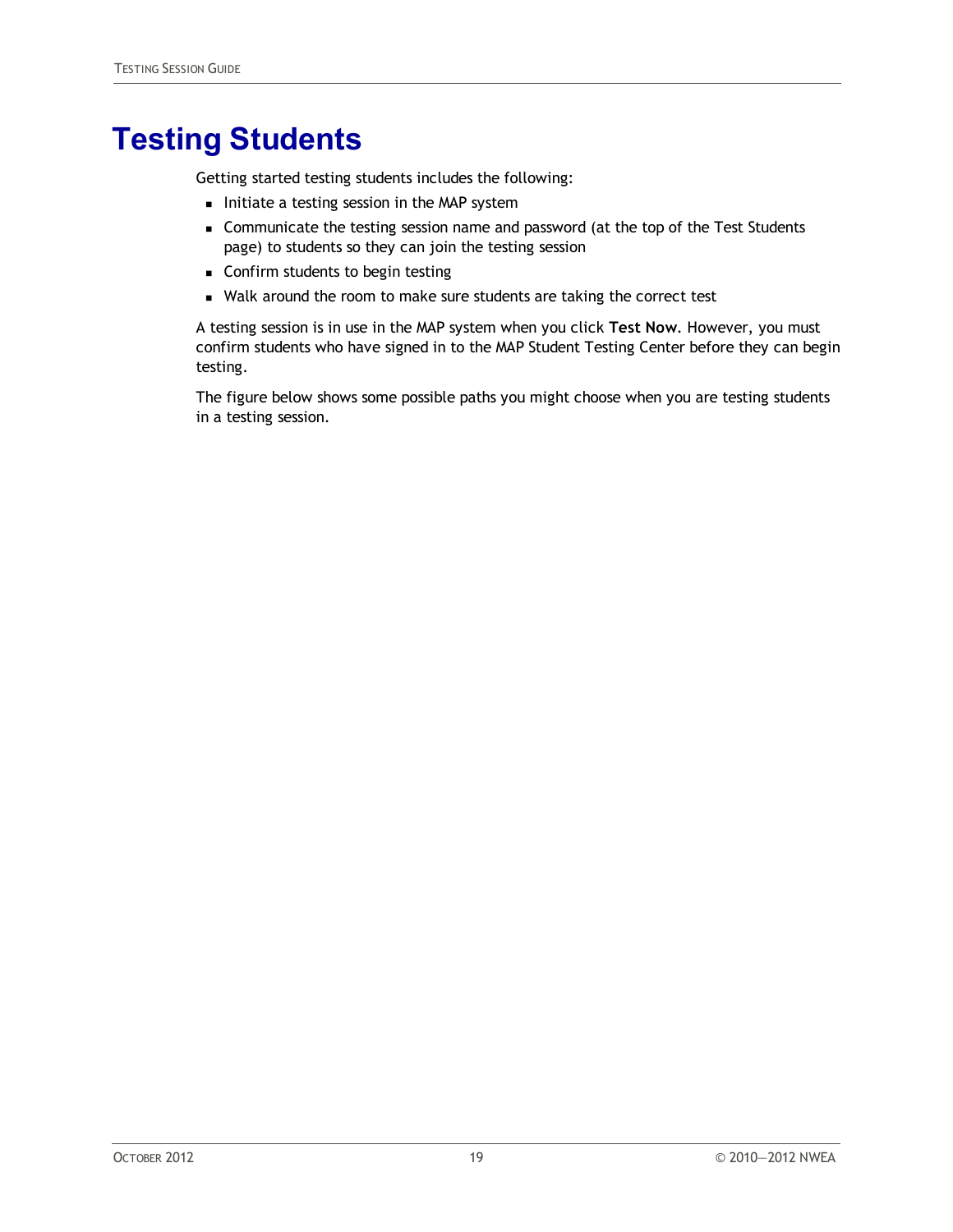# Testing Students

Getting started testing students includes the following:

- Initiate a testing session in the MAP system
- Communicate the testing session name and password (at the top of the Test Students page) to students so they can join the testing session
- Confirm students to begin testing
- Walk around the room to make sure students are taking the correct test

A testing session is in use in the MAP system when you click **Test Now**. However, you must confirm students who have signed in to the MAP Student Testing Center before they can begin testing.

The figure below shows some possible paths you might choose when you are testing students in a testing session.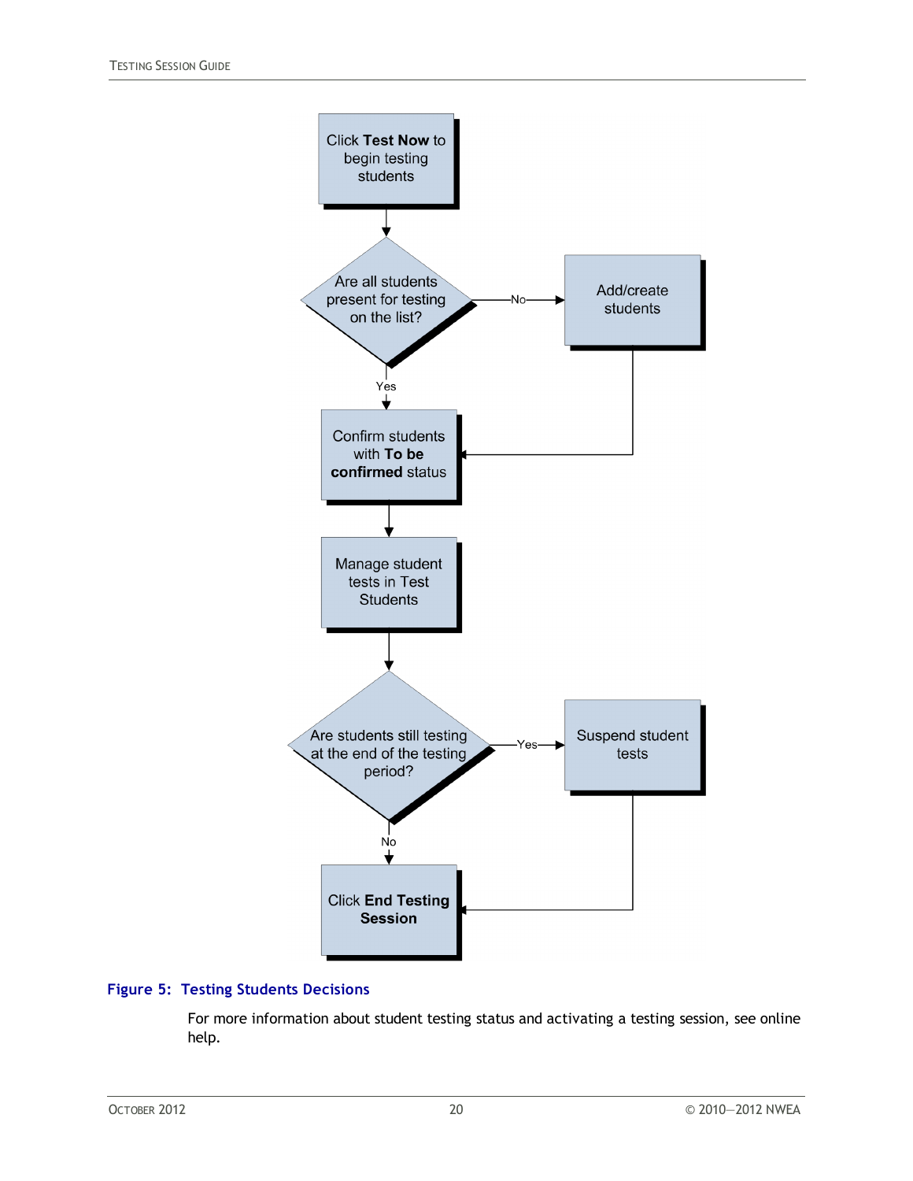Click **Test Now** to begin testing students

Are all students present for testing on the list?

No → Add/create students

Yes

Confirm students with **To be confirmed** status

Manage student tests in Test Students

Are students still testing at the end of the testing period?

Yes → Suspend student tests

No

Click **End Testing Session**

**Figure 5: Testing Students Decisions**

For more information about student testing status and activating a testing session, see online help.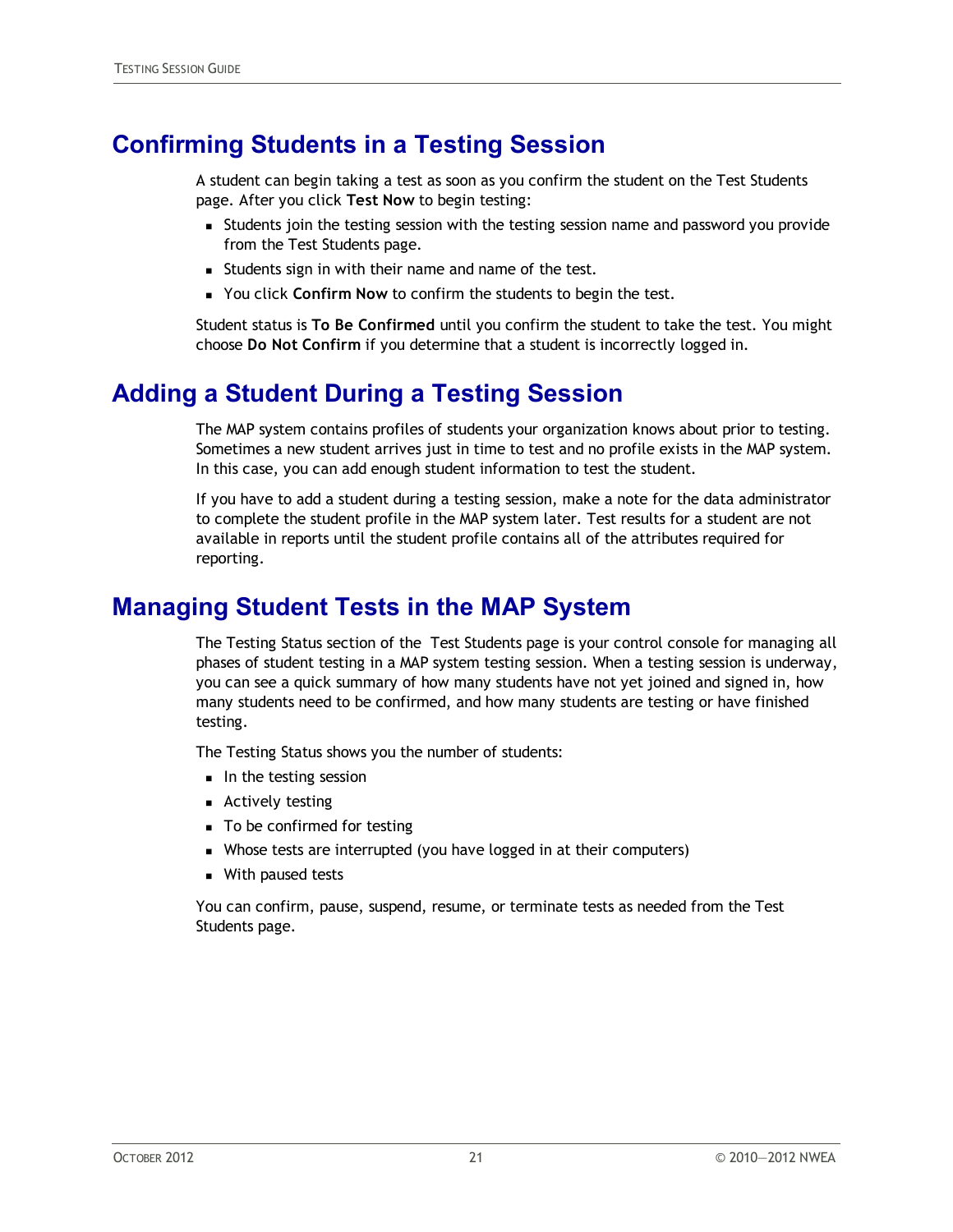# Confirming Students in a Testing Session

A student can begin taking a test as soon as you confirm the student on the Test Students page. After you click **Test Now** to begin testing:

- Students join the testing session with the testing session name and password you provide from the Test Students page.
- Students sign in with their name and name of the test.
- You click **Confirm Now** to confirm the students to begin the test.

Student status is **To Be Confirmed** until you confirm the student to take the test. You might choose **Do Not Confirm** if you determine that a student is incorrectly logged in.

# Adding a Student During a Testing Session

The MAP system contains profiles of students your organization knows about prior to testing. Sometimes a new student arrives just in time to test and no profile exists in the MAP system. In this case, you can add enough student information to test the student.

If you have to add a student during a testing session, make a note for the data administrator to complete the student profile in the MAP system later. Test results for a student are not available in reports until the student profile contains all of the attributes required for reporting.

# Managing Student Tests in the MAP System

The Testing Status section of the Test Students page is your control console for managing all phases of student testing in a MAP system testing session. When a testing session is underway, you can see a quick summary of how many students have not yet joined and signed in, how many students need to be confirmed, and how many students are testing or have finished testing.

The Testing Status shows you the number of students:

- In the testing session
- Actively testing
- To be confirmed for testing
- Whose tests are interrupted (you have logged in at their computers)
- With paused tests

You can confirm, pause, suspend, resume, or terminate tests as needed from the Test Students page.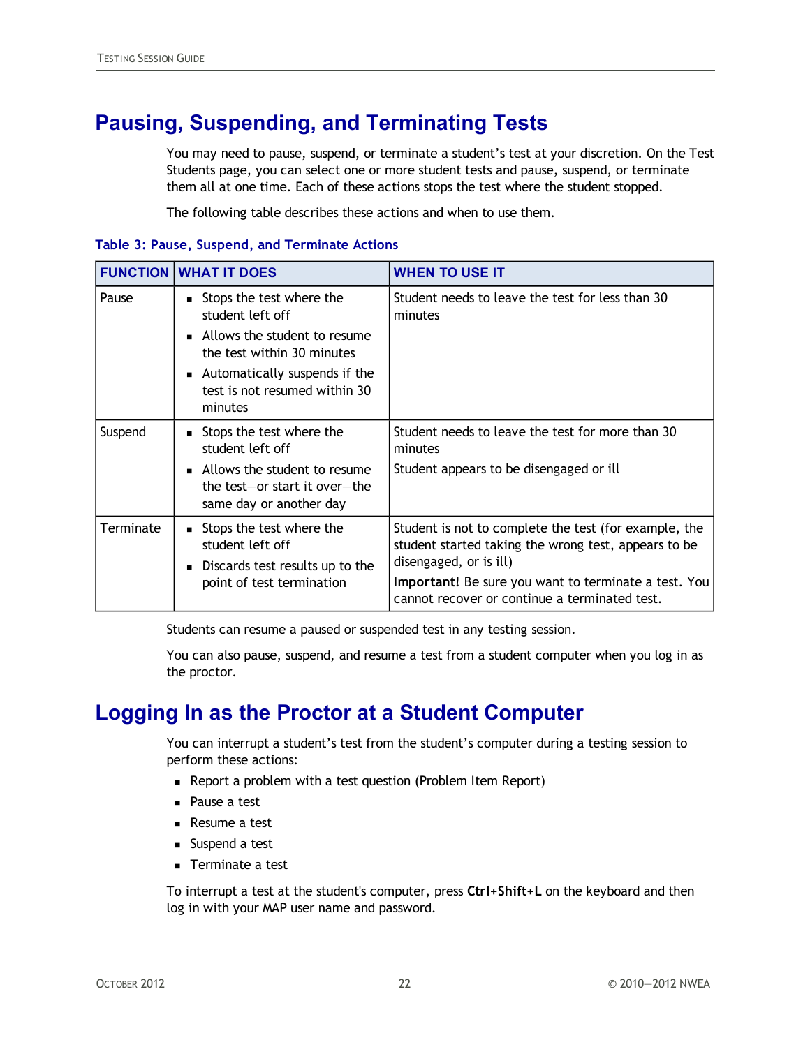## Pausing, Suspending, and Terminating Tests

You may need to pause, suspend, or terminate a student's test at your discretion. On the Test Students page, you can select one or more student tests and pause, suspend, or terminate them all at one time. Each of these actions stops the test where the student stopped.

The following table describes these actions and when to use them.

**Table 3: Pause, Suspend, and Terminate Actions**

| FUNCTION | WHAT IT DOES | WHEN TO USE IT |
|---|---|---|
| Pause | ▪ Stops the test where the student left off<br>▪ Allows the student to resume the test within 30 minutes<br>▪ Automatically suspends if the test is not resumed within 30 minutes | Student needs to leave the test for less than 30 minutes |
| Suspend | ▪ Stops the test where the student left off<br>▪ Allows the student to resume the test—or start it over—the same day or another day | Student needs to leave the test for more than 30 minutes<br>Student appears to be disengaged or ill |
| Terminate | ▪ Stops the test where the student left off<br>▪ Discards test results up to the point of test termination | Student is not to complete the test (for example, the student started taking the wrong test, appears to be disengaged, or is ill)<br>**Important!** Be sure you want to terminate a test. You cannot recover or continue a terminated test. |

Students can resume a paused or suspended test in any testing session.

You can also pause, suspend, and resume a test from a student computer when you log in as the proctor.

## Logging In as the Proctor at a Student Computer

You can interrupt a student's test from the student's computer during a testing session to perform these actions:

- Report a problem with a test question (Problem Item Report)
- Pause a test
- Resume a test
- Suspend a test
- Terminate a test

To interrupt a test at the student's computer, press **Ctrl+Shift+L** on the keyboard and then log in with your MAP user name and password.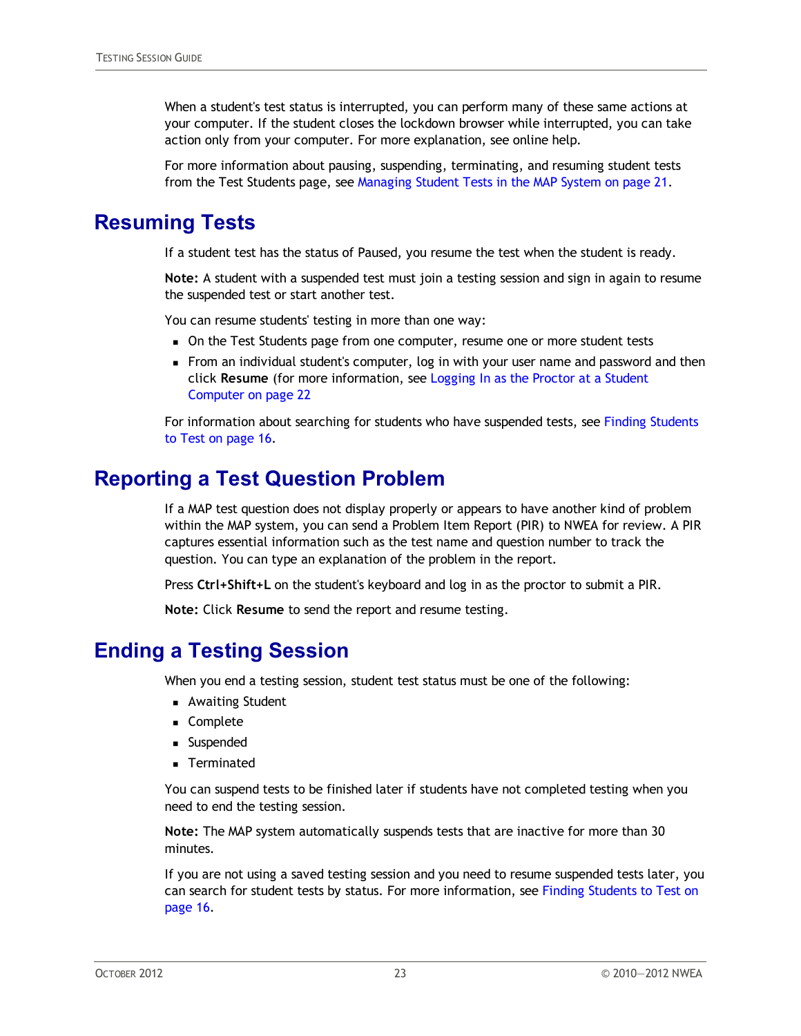When a student's test status is interrupted, you can perform many of these same actions at your computer. If the student closes the lockdown browser while interrupted, you can take action only from your computer. For more explanation, see online help.

For more information about pausing, suspending, terminating, and resuming student tests from the Test Students page, see Managing Student Tests in the MAP System on page 21.

# Resuming Tests

If a student test has the status of Paused, you resume the test when the student is ready.

**Note:** A student with a suspended test must join a testing session and sign in again to resume the suspended test or start another test.

You can resume students' testing in more than one way:

- On the Test Students page from one computer, resume one or more student tests
- From an individual student's computer, log in with your user name and password and then click **Resume** (for more information, see Logging In as the Proctor at a Student Computer on page 22

For information about searching for students who have suspended tests, see Finding Students to Test on page 16.

# Reporting a Test Question Problem

If a MAP test question does not display properly or appears to have another kind of problem within the MAP system, you can send a Problem Item Report (PIR) to NWEA for review. A PIR captures essential information such as the test name and question number to track the question. You can type an explanation of the problem in the report.

Press **Ctrl+Shift+L** on the student's keyboard and log in as the proctor to submit a PIR.

**Note:** Click **Resume** to send the report and resume testing.

# Ending a Testing Session

When you end a testing session, student test status must be one of the following:

- Awaiting Student
- Complete
- Suspended
- Terminated

You can suspend tests to be finished later if students have not completed testing when you need to end the testing session.

**Note:** The MAP system automatically suspends tests that are inactive for more than 30 minutes.

If you are not using a saved testing session and you need to resume suspended tests later, you can search for student tests by status. For more information, see Finding Students to Test on page 16.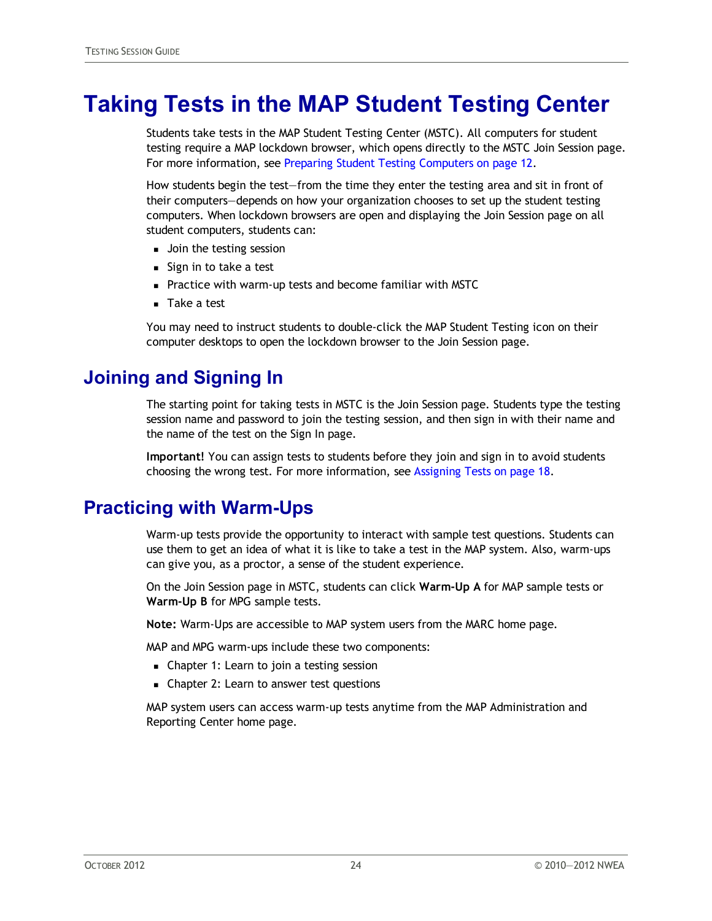# Taking Tests in the MAP Student Testing Center

Students take tests in the MAP Student Testing Center (MSTC). All computers for student testing require a MAP lockdown browser, which opens directly to the MSTC Join Session page. For more information, see Preparing Student Testing Computers on page 12.

How students begin the test—from the time they enter the testing area and sit in front of their computers—depends on how your organization chooses to set up the student testing computers. When lockdown browsers are open and displaying the Join Session page on all student computers, students can:

- Join the testing session
- Sign in to take a test
- Practice with warm-up tests and become familiar with MSTC
- Take a test

You may need to instruct students to double-click the MAP Student Testing icon on their computer desktops to open the lockdown browser to the Join Session page.

## Joining and Signing In

The starting point for taking tests in MSTC is the Join Session page. Students type the testing session name and password to join the testing session, and then sign in with their name and the name of the test on the Sign In page.

**Important!** You can assign tests to students before they join and sign in to avoid students choosing the wrong test. For more information, see Assigning Tests on page 18.

## Practicing with Warm-Ups

Warm-up tests provide the opportunity to interact with sample test questions. Students can use them to get an idea of what it is like to take a test in the MAP system. Also, warm-ups can give you, as a proctor, a sense of the student experience.

On the Join Session page in MSTC, students can click **Warm-Up A** for MAP sample tests or **Warm-Up B** for MPG sample tests.

**Note:** Warm-Ups are accessible to MAP system users from the MARC home page.

MAP and MPG warm-ups include these two components:

- Chapter 1: Learn to join a testing session
- Chapter 2: Learn to answer test questions

MAP system users can access warm-up tests anytime from the MAP Administration and Reporting Center home page.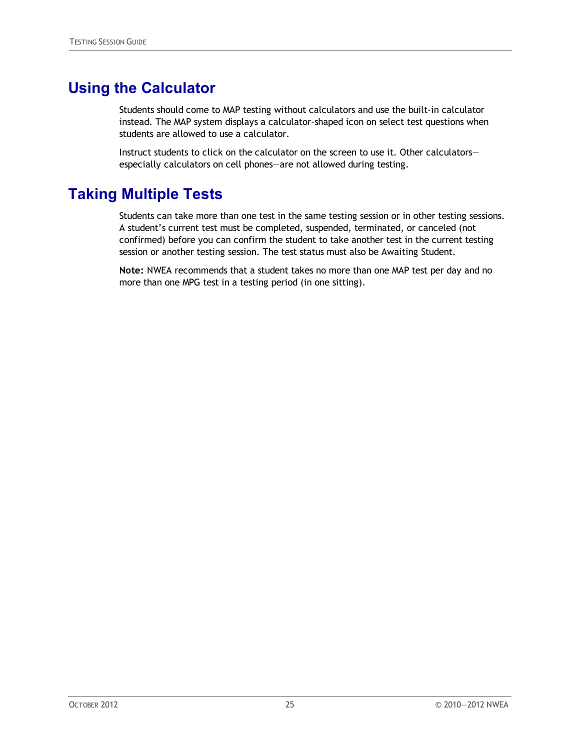# Using the Calculator

Students should come to MAP testing without calculators and use the built-in calculator instead. The MAP system displays a calculator-shaped icon on select test questions when students are allowed to use a calculator.

Instruct students to click on the calculator on the screen to use it. Other calculators—especially calculators on cell phones—are not allowed during testing.

# Taking Multiple Tests

Students can take more than one test in the same testing session or in other testing sessions. A student's current test must be completed, suspended, terminated, or canceled (not confirmed) before you can confirm the student to take another test in the current testing session or another testing session. The test status must also be Awaiting Student.

**Note:** NWEA recommends that a student takes no more than one MAP test per day and no more than one MPG test in a testing period (in one sitting).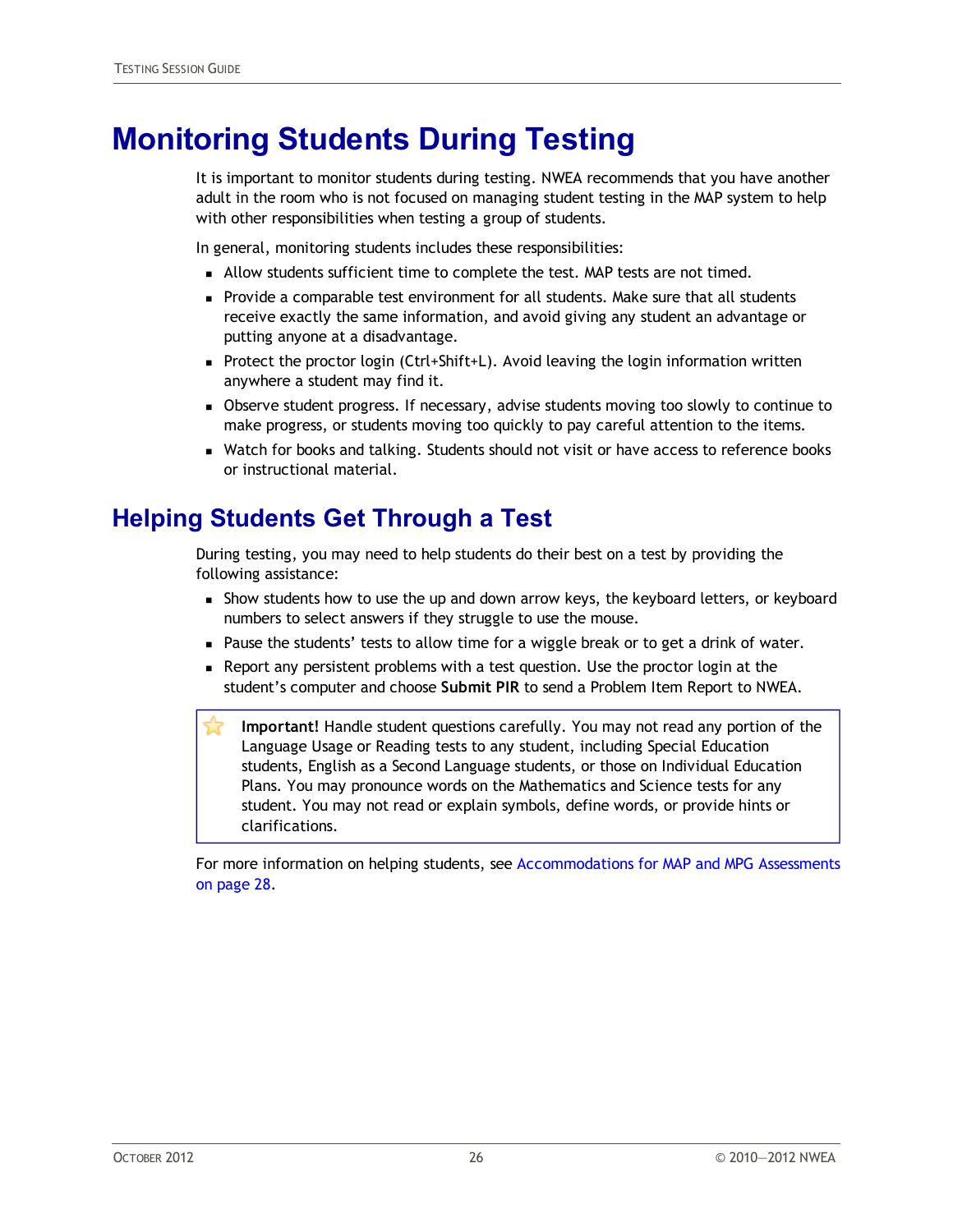# Monitoring Students During Testing

It is important to monitor students during testing. NWEA recommends that you have another adult in the room who is not focused on managing student testing in the MAP system to help with other responsibilities when testing a group of students.

In general, monitoring students includes these responsibilities:

- Allow students sufficient time to complete the test. MAP tests are not timed.
- Provide a comparable test environment for all students. Make sure that all students receive exactly the same information, and avoid giving any student an advantage or putting anyone at a disadvantage.
- Protect the proctor login (Ctrl+Shift+L). Avoid leaving the login information written anywhere a student may find it.
- Observe student progress. If necessary, advise students moving too slowly to continue to make progress, or students moving too quickly to pay careful attention to the items.
- Watch for books and talking. Students should not visit or have access to reference books or instructional material.

## Helping Students Get Through a Test

During testing, you may need to help students do their best on a test by providing the following assistance:

- Show students how to use the up and down arrow keys, the keyboard letters, or keyboard numbers to select answers if they struggle to use the mouse.
- Pause the students' tests to allow time for a wiggle break or to get a drink of water.
- Report any persistent problems with a test question. Use the proctor login at the student's computer and choose **Submit PIR** to send a Problem Item Report to NWEA.

> **Important!** Handle student questions carefully. You may not read any portion of the Language Usage or Reading tests to any student, including Special Education students, English as a Second Language students, or those on Individual Education Plans. You may pronounce words on the Mathematics and Science tests for any student. You may not read or explain symbols, define words, or provide hints or clarifications.

For more information on helping students, see Accommodations for MAP and MPG Assessments on page 28.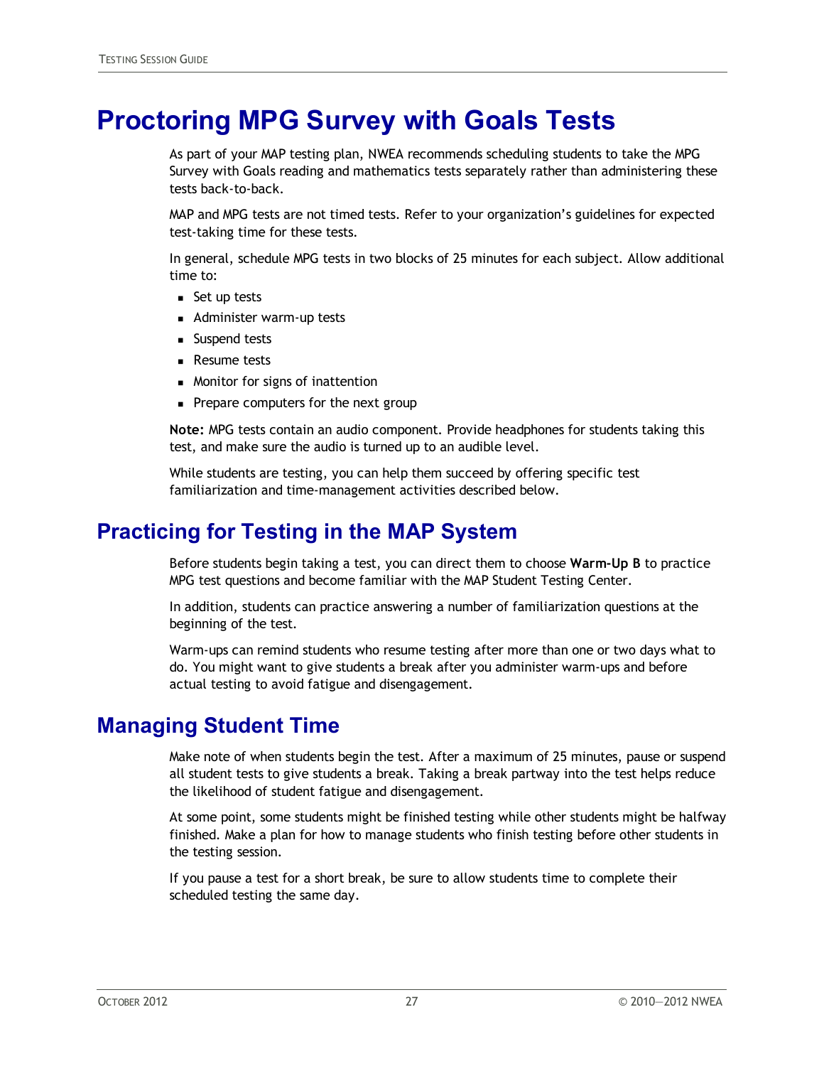# Proctoring MPG Survey with Goals Tests

As part of your MAP testing plan, NWEA recommends scheduling students to take the MPG Survey with Goals reading and mathematics tests separately rather than administering these tests back-to-back.

MAP and MPG tests are not timed tests. Refer to your organization's guidelines for expected test-taking time for these tests.

In general, schedule MPG tests in two blocks of 25 minutes for each subject. Allow additional time to:

- Set up tests
- Administer warm-up tests
- Suspend tests
- Resume tests
- Monitor for signs of inattention
- Prepare computers for the next group

**Note:** MPG tests contain an audio component. Provide headphones for students taking this test, and make sure the audio is turned up to an audible level.

While students are testing, you can help them succeed by offering specific test familiarization and time-management activities described below.

## Practicing for Testing in the MAP System

Before students begin taking a test, you can direct them to choose **Warm-Up B** to practice MPG test questions and become familiar with the MAP Student Testing Center.

In addition, students can practice answering a number of familiarization questions at the beginning of the test.

Warm-ups can remind students who resume testing after more than one or two days what to do. You might want to give students a break after you administer warm-ups and before actual testing to avoid fatigue and disengagement.

## Managing Student Time

Make note of when students begin the test. After a maximum of 25 minutes, pause or suspend all student tests to give students a break. Taking a break partway into the test helps reduce the likelihood of student fatigue and disengagement.

At some point, some students might be finished testing while other students might be halfway finished. Make a plan for how to manage students who finish testing before other students in the testing session.

If you pause a test for a short break, be sure to allow students time to complete their scheduled testing the same day.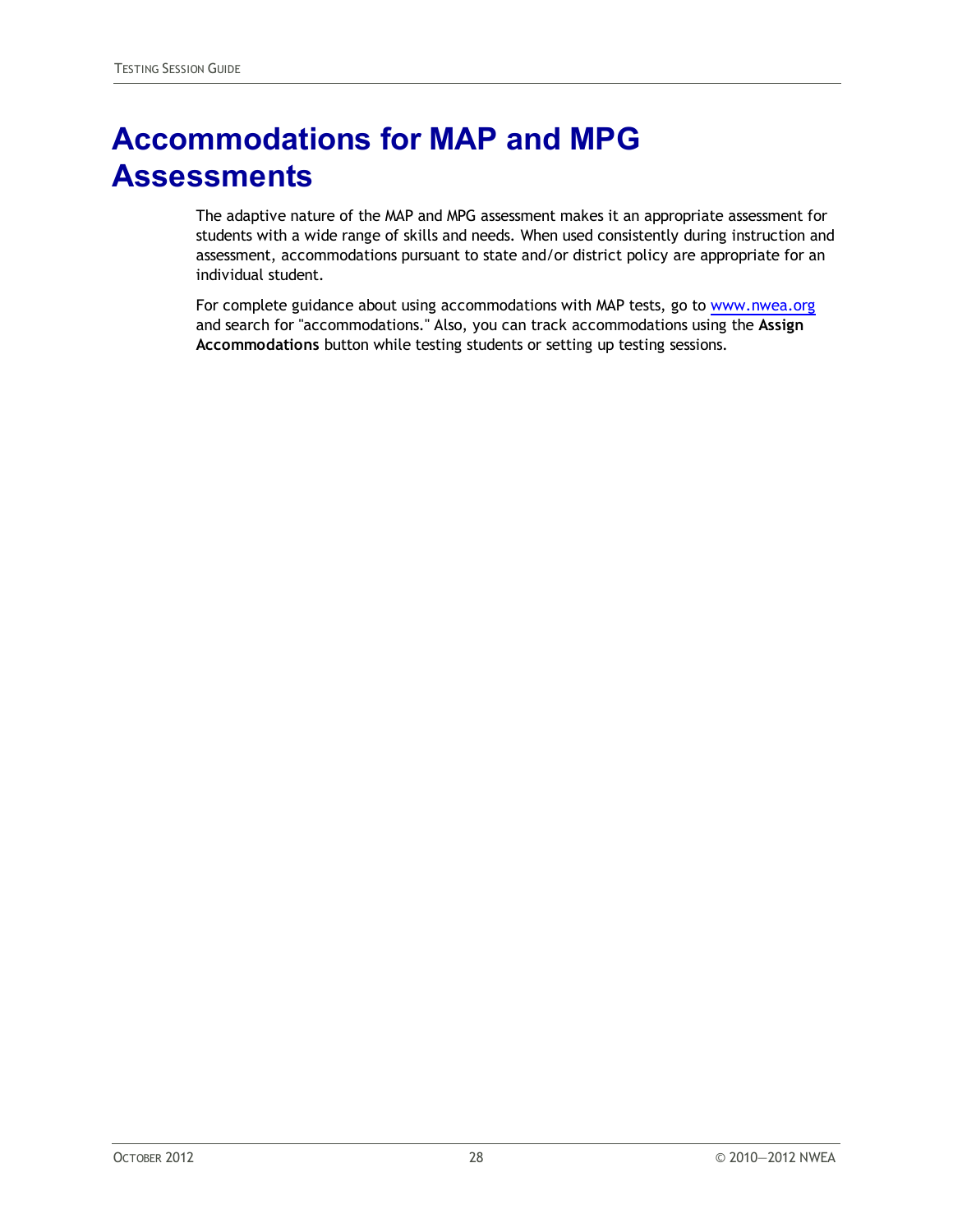# Accommodations for MAP and MPG Assessments

The adaptive nature of the MAP and MPG assessment makes it an appropriate assessment for students with a wide range of skills and needs. When used consistently during instruction and assessment, accommodations pursuant to state and/or district policy are appropriate for an individual student.

For complete guidance about using accommodations with MAP tests, go to [www.nwea.org](http://www.nwea.org) and search for "accommodations." Also, you can track accommodations using the **Assign Accommodations** button while testing students or setting up testing sessions.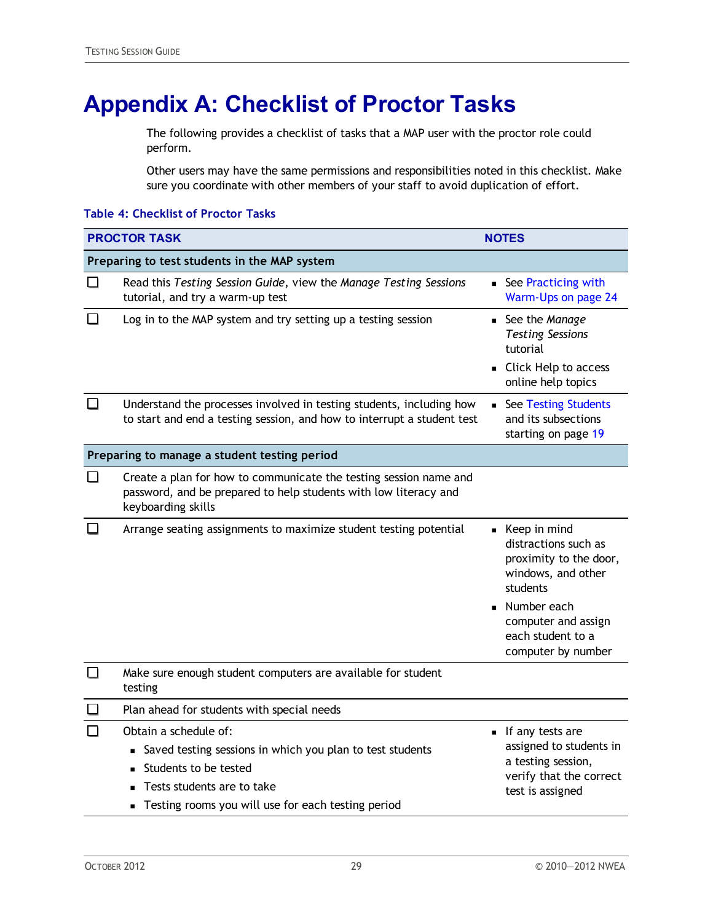# Appendix A: Checklist of Proctor Tasks

The following provides a checklist of tasks that a MAP user with the proctor role could perform.

Other users may have the same permissions and responsibilities noted in this checklist. Make sure you coordinate with other members of your staff to avoid duplication of effort.

**Table 4: Checklist of Proctor Tasks**

| | PROCTOR TASK | NOTES |
|---|---|---|
| | **Preparing to test students in the MAP system** | |
| ☐ | Read this *Testing Session Guide*, view the *Manage Testing Sessions* tutorial, and try a warm-up test | ▪ See Practicing with Warm-Ups on page 24 |
| ☐ | Log in to the MAP system and try setting up a testing session | ▪ See the *Manage Testing Sessions* tutorial<br>▪ Click Help to access online help topics |
| ☐ | Understand the processes involved in testing students, including how to start and end a testing session, and how to interrupt a student test | ▪ See Testing Students and its subsections starting on page 19 |
| | **Preparing to manage a student testing period** | |
| ☐ | Create a plan for how to communicate the testing session name and password, and be prepared to help students with low literacy and keyboarding skills | |
| ☐ | Arrange seating assignments to maximize student testing potential | ▪ Keep in mind distractions such as proximity to the door, windows, and other students<br>▪ Number each computer and assign each student to a computer by number |
| ☐ | Make sure enough student computers are available for student testing | |
| ☐ | Plan ahead for students with special needs | |
| ☐ | Obtain a schedule of:<br>▪ Saved testing sessions in which you plan to test students<br>▪ Students to be tested<br>▪ Tests students are to take<br>▪ Testing rooms you will use for each testing period | ▪ If any tests are assigned to students in a testing session, verify that the correct test is assigned |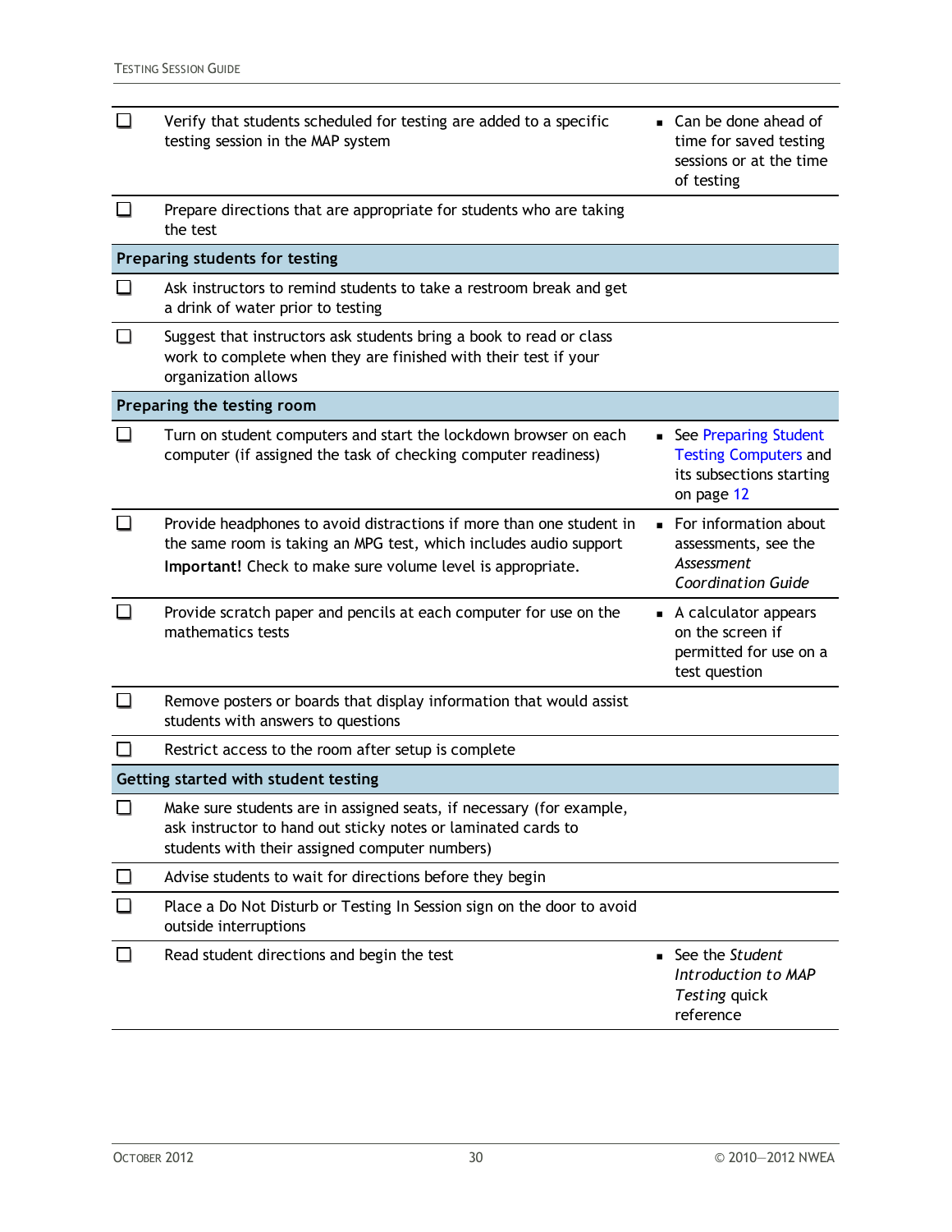| | | |
|---|---|---|
| ☐ | Verify that students scheduled for testing are added to a specific testing session in the MAP system | ▪ Can be done ahead of time for saved testing sessions or at the time of testing |
| ☐ | Prepare directions that are appropriate for students who are taking the test | |
| **Preparing students for testing** | | |
| ☐ | Ask instructors to remind students to take a restroom break and get a drink of water prior to testing | |
| ☐ | Suggest that instructors ask students bring a book to read or class work to complete when they are finished with their test if your organization allows | |
| **Preparing the testing room** | | |
| ☐ | Turn on student computers and start the lockdown browser on each computer (if assigned the task of checking computer readiness) | ▪ See Preparing Student Testing Computers and its subsections starting on page 12 |
| ☐ | Provide headphones to avoid distractions if more than one student in the same room is taking an MPG test, which includes audio support **Important!** Check to make sure volume level is appropriate. | ▪ For information about assessments, see the *Assessment Coordination Guide* |
| ☐ | Provide scratch paper and pencils at each computer for use on the mathematics tests | ▪ A calculator appears on the screen if permitted for use on a test question |
| ☐ | Remove posters or boards that display information that would assist students with answers to questions | |
| ☐ | Restrict access to the room after setup is complete | |
| **Getting started with student testing** | | |
| ☐ | Make sure students are in assigned seats, if necessary (for example, ask instructor to hand out sticky notes or laminated cards to students with their assigned computer numbers) | |
| ☐ | Advise students to wait for directions before they begin | |
| ☐ | Place a Do Not Disturb or Testing In Session sign on the door to avoid outside interruptions | |
| ☐ | Read student directions and begin the test | ▪ See the *Student Introduction to MAP Testing* quick reference |